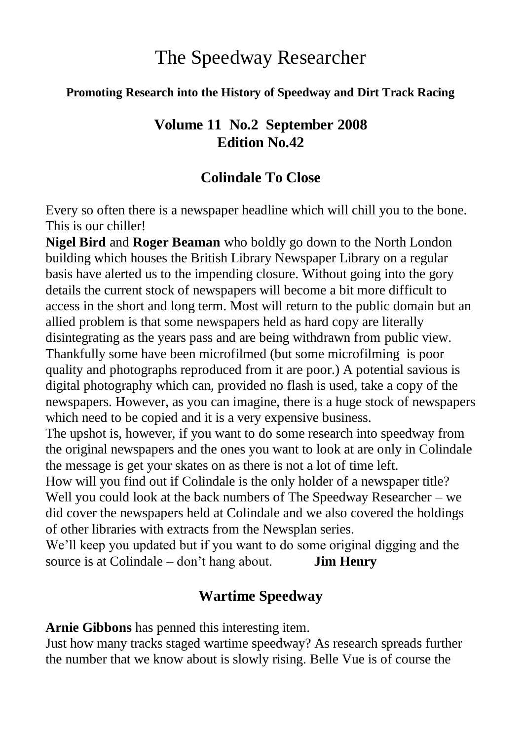# The Speedway Researcher

**Promoting Research into the History of Speedway and Dirt Track Racing**

## Volume 11 No.2 September 2008
## Edition No.42

### Colindale To Close

Every so often there is a newspaper headline which will chill you to the bone. This is our chiller!

**Nigel Bird** and **Roger Beaman** who boldly go down to the North London building which houses the British Library Newspaper Library on a regular basis have alerted us to the impending closure. Without going into the gory details the current stock of newspapers will become a bit more difficult to access in the short and long term. Most will return to the public domain but an allied problem is that some newspapers held as hard copy are literally disintegrating as the years pass and are being withdrawn from public view. Thankfully some have been microfilmed (but some microfilming is poor quality and photographs reproduced from it are poor.) A potential savious is digital photography which can, provided no flash is used, take a copy of the newspapers. However, as you can imagine, there is a huge stock of newspapers which need to be copied and it is a very expensive business.

The upshot is, however, if you want to do some research into speedway from the original newspapers and the ones you want to look at are only in Colindale the message is get your skates on as there is not a lot of time left.

How will you find out if Colindale is the only holder of a newspaper title? Well you could look at the back numbers of The Speedway Researcher – we did cover the newspapers held at Colindale and we also covered the holdings of other libraries with extracts from the Newsplan series.

We'll keep you updated but if you want to do some original digging and the source is at Colindale – don't hang about. **Jim Henry**

### Wartime Speedway

**Arnie Gibbons** has penned this interesting item.

Just how many tracks staged wartime speedway? As research spreads further the number that we know about is slowly rising. Belle Vue is of course the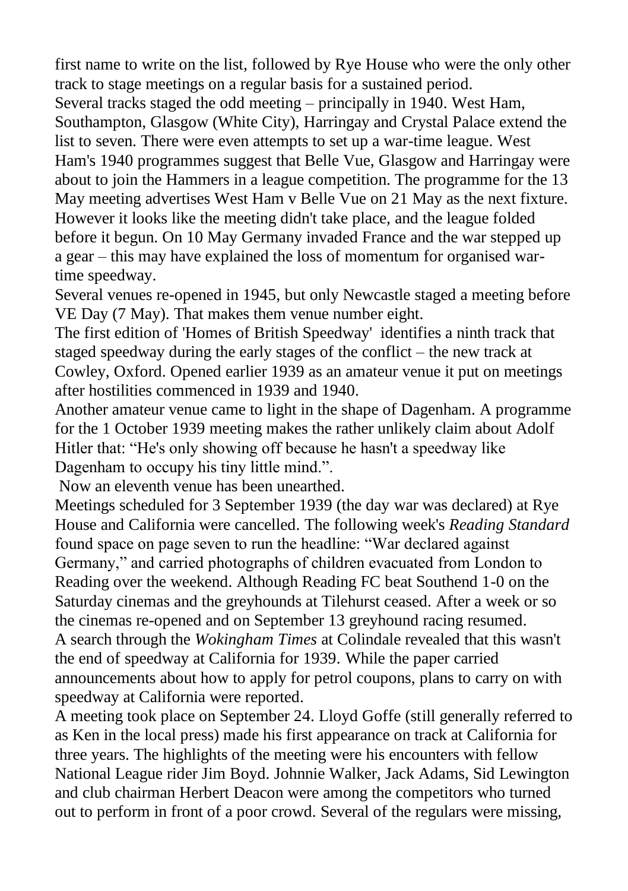first name to write on the list, followed by Rye House who were the only other track to stage meetings on a regular basis for a sustained period.

Several tracks staged the odd meeting – principally in 1940. West Ham, Southampton, Glasgow (White City), Harringay and Crystal Palace extend the list to seven. There were even attempts to set up a war-time league. West Ham's 1940 programmes suggest that Belle Vue, Glasgow and Harringay were about to join the Hammers in a league competition. The programme for the 13 May meeting advertises West Ham v Belle Vue on 21 May as the next fixture. However it looks like the meeting didn't take place, and the league folded before it begun. On 10 May Germany invaded France and the war stepped up a gear – this may have explained the loss of momentum for organised war-time speedway.

Several venues re-opened in 1945, but only Newcastle staged a meeting before VE Day (7 May). That makes them venue number eight.

The first edition of 'Homes of British Speedway' identifies a ninth track that staged speedway during the early stages of the conflict – the new track at Cowley, Oxford. Opened earlier 1939 as an amateur venue it put on meetings after hostilities commenced in 1939 and 1940.

Another amateur venue came to light in the shape of Dagenham. A programme for the 1 October 1939 meeting makes the rather unlikely claim about Adolf Hitler that: "He's only showing off because he hasn't a speedway like Dagenham to occupy his tiny little mind.".

Now an eleventh venue has been unearthed.

Meetings scheduled for 3 September 1939 (the day war was declared) at Rye House and California were cancelled. The following week's *Reading Standard* found space on page seven to run the headline: "War declared against Germany," and carried photographs of children evacuated from London to Reading over the weekend. Although Reading FC beat Southend 1-0 on the Saturday cinemas and the greyhounds at Tilehurst ceased. After a week or so the cinemas re-opened and on September 13 greyhound racing resumed.

A search through the *Wokingham Times* at Colindale revealed that this wasn't the end of speedway at California for 1939. While the paper carried announcements about how to apply for petrol coupons, plans to carry on with speedway at California were reported.

A meeting took place on September 24. Lloyd Goffe (still generally referred to as Ken in the local press) made his first appearance on track at California for three years. The highlights of the meeting were his encounters with fellow National League rider Jim Boyd. Johnnie Walker, Jack Adams, Sid Lewington and club chairman Herbert Deacon were among the competitors who turned out to perform in front of a poor crowd. Several of the regulars were missing,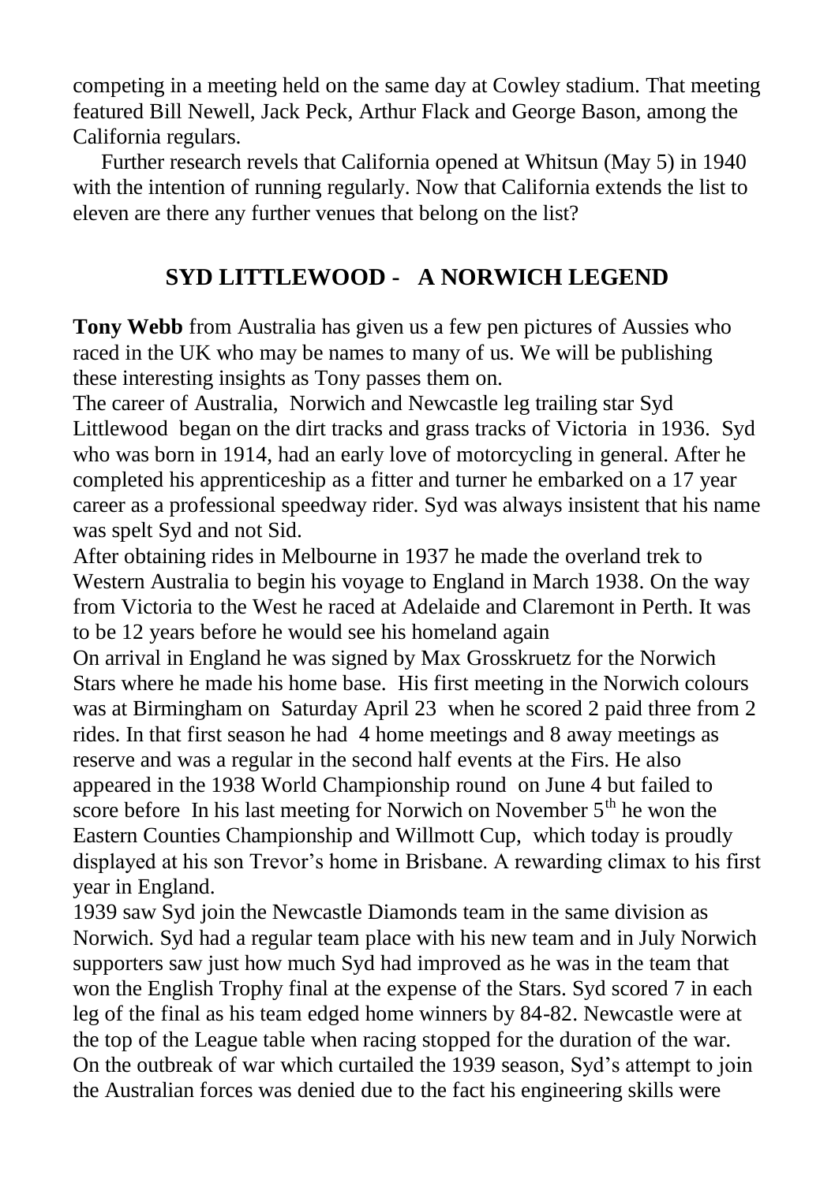competing in a meeting held on the same day at Cowley stadium. That meeting featured Bill Newell, Jack Peck, Arthur Flack and George Bason, among the California regulars.

Further research revels that California opened at Whitsun (May 5) in 1940 with the intention of running regularly. Now that California extends the list to eleven are there any further venues that belong on the list?

## SYD LITTLEWOOD - A NORWICH LEGEND

**Tony Webb** from Australia has given us a few pen pictures of Aussies who raced in the UK who may be names to many of us. We will be publishing these interesting insights as Tony passes them on.

The career of Australia, Norwich and Newcastle leg trailing star Syd Littlewood began on the dirt tracks and grass tracks of Victoria in 1936. Syd who was born in 1914, had an early love of motorcycling in general. After he completed his apprenticeship as a fitter and turner he embarked on a 17 year career as a professional speedway rider. Syd was always insistent that his name was spelt Syd and not Sid.

After obtaining rides in Melbourne in 1937 he made the overland trek to Western Australia to begin his voyage to England in March 1938. On the way from Victoria to the West he raced at Adelaide and Claremont in Perth. It was to be 12 years before he would see his homeland again

On arrival in England he was signed by Max Grosskruetz for the Norwich Stars where he made his home base. His first meeting in the Norwich colours was at Birmingham on Saturday April 23 when he scored 2 paid three from 2 rides. In that first season he had 4 home meetings and 8 away meetings as reserve and was a regular in the second half events at the Firs. He also appeared in the 1938 World Championship round on June 4 but failed to score before In his last meeting for Norwich on November 5th he won the Eastern Counties Championship and Willmott Cup, which today is proudly displayed at his son Trevor's home in Brisbane. A rewarding climax to his first year in England.

1939 saw Syd join the Newcastle Diamonds team in the same division as Norwich. Syd had a regular team place with his new team and in July Norwich supporters saw just how much Syd had improved as he was in the team that won the English Trophy final at the expense of the Stars. Syd scored 7 in each leg of the final as his team edged home winners by 84-82. Newcastle were at the top of the League table when racing stopped for the duration of the war. On the outbreak of war which curtailed the 1939 season, Syd's attempt to join the Australian forces was denied due to the fact his engineering skills were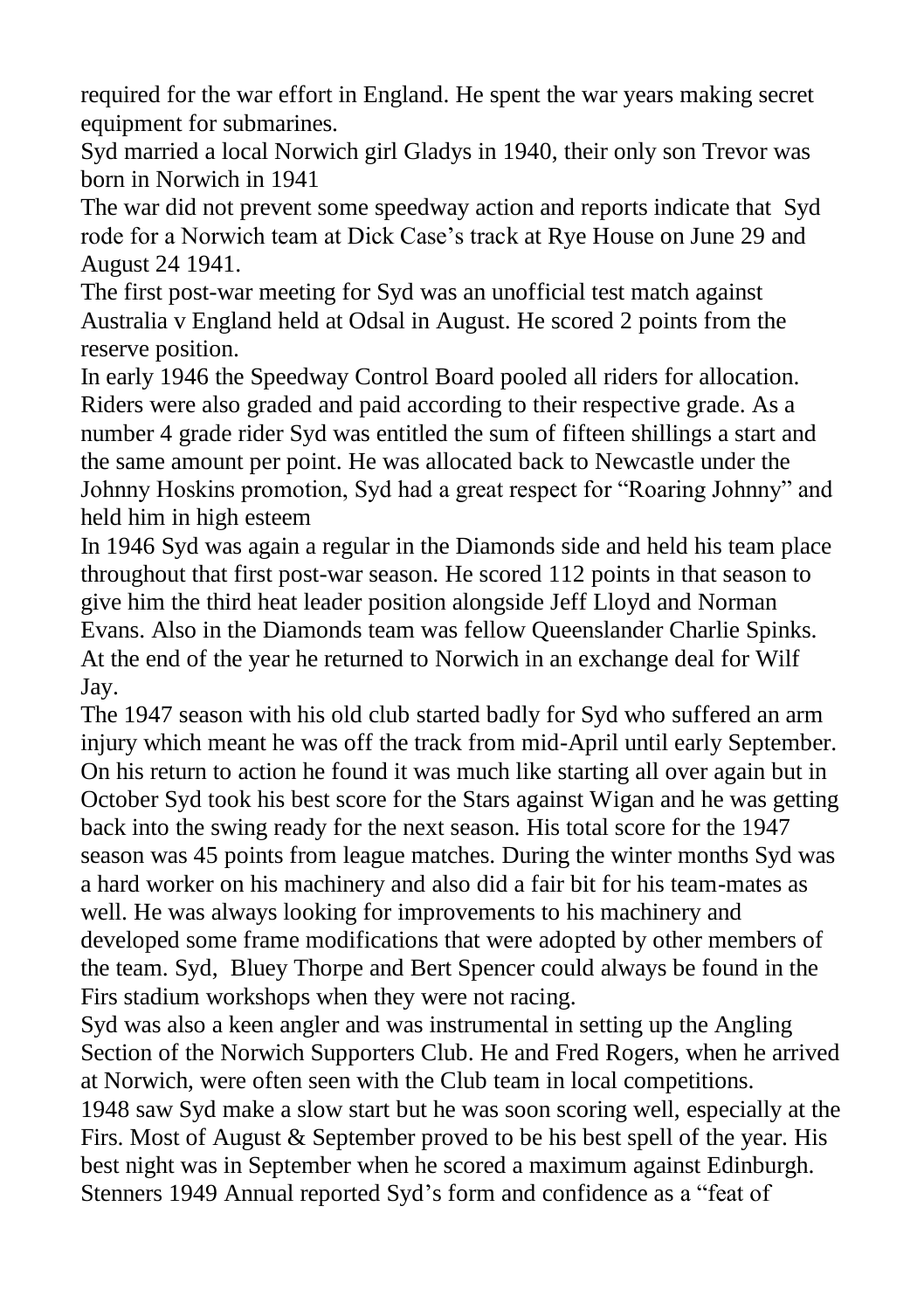required for the war effort in England. He spent the war years making secret equipment for submarines.

Syd married a local Norwich girl Gladys in 1940, their only son Trevor was born in Norwich in 1941

The war did not prevent some speedway action and reports indicate that Syd rode for a Norwich team at Dick Case's track at Rye House on June 29 and August 24 1941.

The first post-war meeting for Syd was an unofficial test match against Australia v England held at Odsal in August. He scored 2 points from the reserve position.

In early 1946 the Speedway Control Board pooled all riders for allocation. Riders were also graded and paid according to their respective grade. As a number 4 grade rider Syd was entitled the sum of fifteen shillings a start and the same amount per point. He was allocated back to Newcastle under the Johnny Hoskins promotion, Syd had a great respect for "Roaring Johnny" and held him in high esteem

In 1946 Syd was again a regular in the Diamonds side and held his team place throughout that first post-war season. He scored 112 points in that season to give him the third heat leader position alongside Jeff Lloyd and Norman Evans. Also in the Diamonds team was fellow Queenslander Charlie Spinks. At the end of the year he returned to Norwich in an exchange deal for Wilf Jay.

The 1947 season with his old club started badly for Syd who suffered an arm injury which meant he was off the track from mid-April until early September. On his return to action he found it was much like starting all over again but in October Syd took his best score for the Stars against Wigan and he was getting back into the swing ready for the next season. His total score for the 1947 season was 45 points from league matches. During the winter months Syd was a hard worker on his machinery and also did a fair bit for his team-mates as well. He was always looking for improvements to his machinery and developed some frame modifications that were adopted by other members of the team. Syd, Bluey Thorpe and Bert Spencer could always be found in the Firs stadium workshops when they were not racing.

Syd was also a keen angler and was instrumental in setting up the Angling Section of the Norwich Supporters Club. He and Fred Rogers, when he arrived at Norwich, were often seen with the Club team in local competitions.

1948 saw Syd make a slow start but he was soon scoring well, especially at the Firs. Most of August & September proved to be his best spell of the year. His best night was in September when he scored a maximum against Edinburgh. Stenners 1949 Annual reported Syd's form and confidence as a "feat of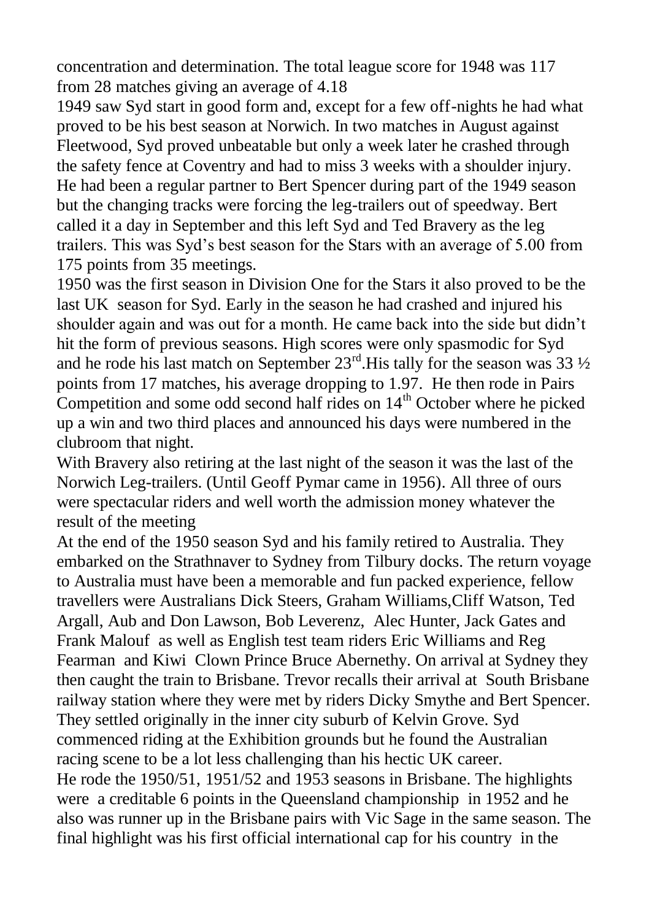concentration and determination. The total league score for 1948 was 117 from 28 matches giving an average of 4.18

1949 saw Syd start in good form and, except for a few off-nights he had what proved to be his best season at Norwich. In two matches in August against Fleetwood, Syd proved unbeatable but only a week later he crashed through the safety fence at Coventry and had to miss 3 weeks with a shoulder injury. He had been a regular partner to Bert Spencer during part of the 1949 season but the changing tracks were forcing the leg-trailers out of speedway. Bert called it a day in September and this left Syd and Ted Bravery as the leg trailers. This was Syd's best season for the Stars with an average of 5.00 from 175 points from 35 meetings.

1950 was the first season in Division One for the Stars it also proved to be the last UK season for Syd. Early in the season he had crashed and injured his shoulder again and was out for a month. He came back into the side but didn't hit the form of previous seasons. High scores were only spasmodic for Syd and he rode his last match on September 23rd. His tally for the season was 33 ½ points from 17 matches, his average dropping to 1.97. He then rode in Pairs Competition and some odd second half rides on 14th October where he picked up a win and two third places and announced his days were numbered in the clubroom that night.

With Bravery also retiring at the last night of the season it was the last of the Norwich Leg-trailers. (Until Geoff Pymar came in 1956). All three of ours were spectacular riders and well worth the admission money whatever the result of the meeting

At the end of the 1950 season Syd and his family retired to Australia. They embarked on the Strathnaver to Sydney from Tilbury docks. The return voyage to Australia must have been a memorable and fun packed experience, fellow travellers were Australians Dick Steers, Graham Williams, Cliff Watson, Ted Argall, Aub and Don Lawson, Bob Leverenz, Alec Hunter, Jack Gates and Frank Malouf as well as English test team riders Eric Williams and Reg Fearman and Kiwi Clown Prince Bruce Abernethy. On arrival at Sydney they then caught the train to Brisbane. Trevor recalls their arrival at South Brisbane railway station where they were met by riders Dicky Smythe and Bert Spencer. They settled originally in the inner city suburb of Kelvin Grove. Syd commenced riding at the Exhibition grounds but he found the Australian racing scene to be a lot less challenging than his hectic UK career.

He rode the 1950/51, 1951/52 and 1953 seasons in Brisbane. The highlights were a creditable 6 points in the Queensland championship in 1952 and he also was runner up in the Brisbane pairs with Vic Sage in the same season. The final highlight was his first official international cap for his country in the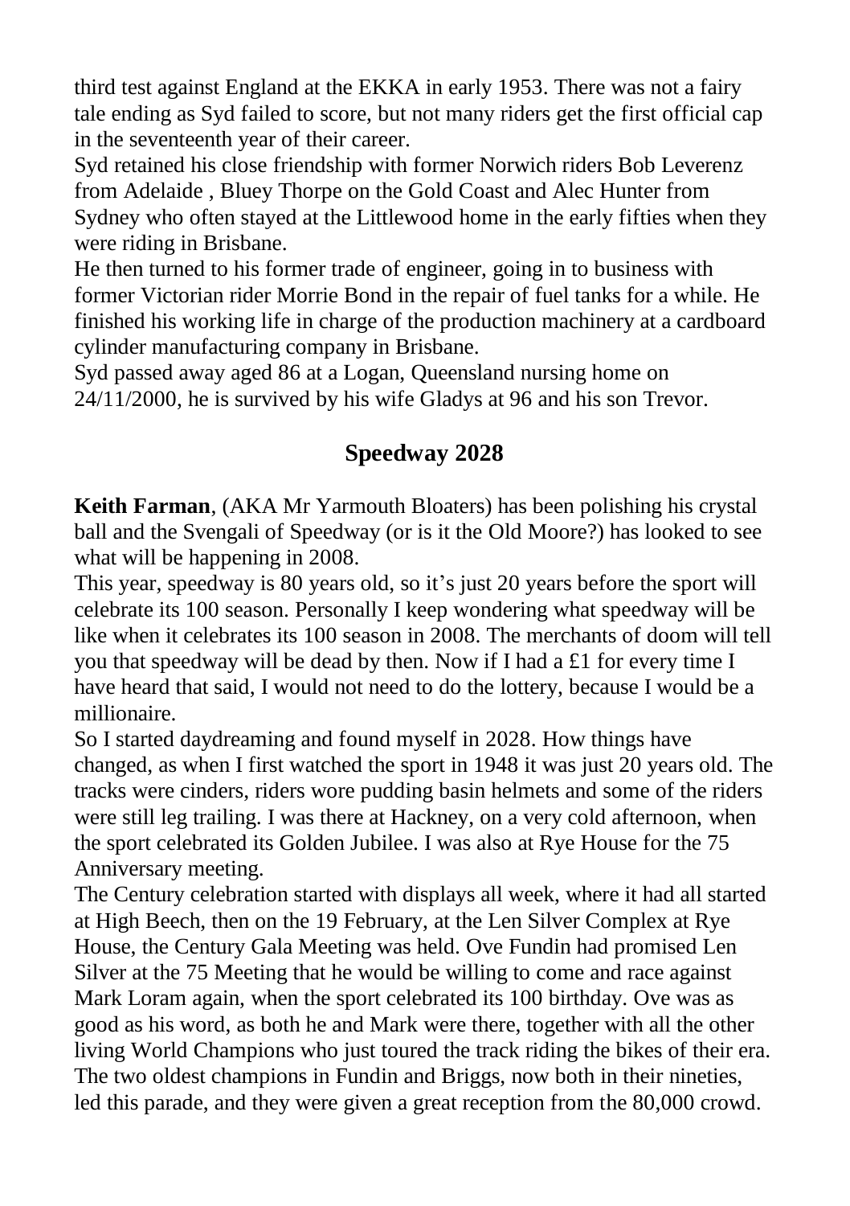third test against England at the EKKA in early 1953. There was not a fairy tale ending as Syd failed to score, but not many riders get the first official cap in the seventeenth year of their career.

Syd retained his close friendship with former Norwich riders Bob Leverenz from Adelaide , Bluey Thorpe on the Gold Coast and Alec Hunter from Sydney who often stayed at the Littlewood home in the early fifties when they were riding in Brisbane.

He then turned to his former trade of engineer, going in to business with former Victorian rider Morrie Bond in the repair of fuel tanks for a while. He finished his working life in charge of the production machinery at a cardboard cylinder manufacturing company in Brisbane.

Syd passed away aged 86 at a Logan, Queensland nursing home on 24/11/2000, he is survived by his wife Gladys at 96 and his son Trevor.

## Speedway 2028

**Keith Farman**, (AKA Mr Yarmouth Bloaters) has been polishing his crystal ball and the Svengali of Speedway (or is it the Old Moore?) has looked to see what will be happening in 2008.

This year, speedway is 80 years old, so it's just 20 years before the sport will celebrate its 100 season. Personally I keep wondering what speedway will be like when it celebrates its 100 season in 2008. The merchants of doom will tell you that speedway will be dead by then. Now if I had a £1 for every time I have heard that said, I would not need to do the lottery, because I would be a millionaire.

So I started daydreaming and found myself in 2028. How things have changed, as when I first watched the sport in 1948 it was just 20 years old. The tracks were cinders, riders wore pudding basin helmets and some of the riders were still leg trailing. I was there at Hackney, on a very cold afternoon, when the sport celebrated its Golden Jubilee. I was also at Rye House for the 75 Anniversary meeting.

The Century celebration started with displays all week, where it had all started at High Beech, then on the 19 February, at the Len Silver Complex at Rye House, the Century Gala Meeting was held. Ove Fundin had promised Len Silver at the 75 Meeting that he would be willing to come and race against Mark Loram again, when the sport celebrated its 100 birthday. Ove was as good as his word, as both he and Mark were there, together with all the other living World Champions who just toured the track riding the bikes of their era. The two oldest champions in Fundin and Briggs, now both in their nineties, led this parade, and they were given a great reception from the 80,000 crowd.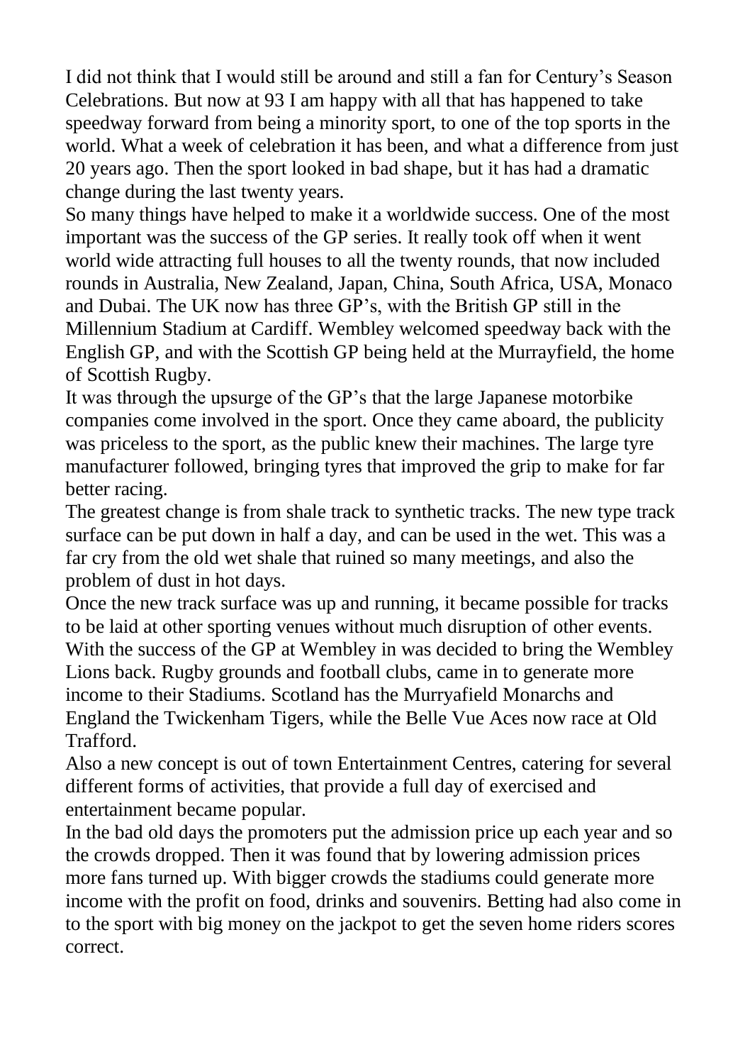I did not think that I would still be around and still a fan for Century's Season Celebrations. But now at 93 I am happy with all that has happened to take speedway forward from being a minority sport, to one of the top sports in the world. What a week of celebration it has been, and what a difference from just 20 years ago. Then the sport looked in bad shape, but it has had a dramatic change during the last twenty years.

So many things have helped to make it a worldwide success. One of the most important was the success of the GP series. It really took off when it went world wide attracting full houses to all the twenty rounds, that now included rounds in Australia, New Zealand, Japan, China, South Africa, USA, Monaco and Dubai. The UK now has three GP's, with the British GP still in the Millennium Stadium at Cardiff. Wembley welcomed speedway back with the English GP, and with the Scottish GP being held at the Murrayfield, the home of Scottish Rugby.

It was through the upsurge of the GP's that the large Japanese motorbike companies come involved in the sport. Once they came aboard, the publicity was priceless to the sport, as the public knew their machines. The large tyre manufacturer followed, bringing tyres that improved the grip to make for far better racing.

The greatest change is from shale track to synthetic tracks. The new type track surface can be put down in half a day, and can be used in the wet. This was a far cry from the old wet shale that ruined so many meetings, and also the problem of dust in hot days.

Once the new track surface was up and running, it became possible for tracks to be laid at other sporting venues without much disruption of other events. With the success of the GP at Wembley in was decided to bring the Wembley Lions back. Rugby grounds and football clubs, came in to generate more income to their Stadiums. Scotland has the Murryafield Monarchs and England the Twickenham Tigers, while the Belle Vue Aces now race at Old Trafford.

Also a new concept is out of town Entertainment Centres, catering for several different forms of activities, that provide a full day of exercised and entertainment became popular.

In the bad old days the promoters put the admission price up each year and so the crowds dropped. Then it was found that by lowering admission prices more fans turned up. With bigger crowds the stadiums could generate more income with the profit on food, drinks and souvenirs. Betting had also come in to the sport with big money on the jackpot to get the seven home riders scores correct.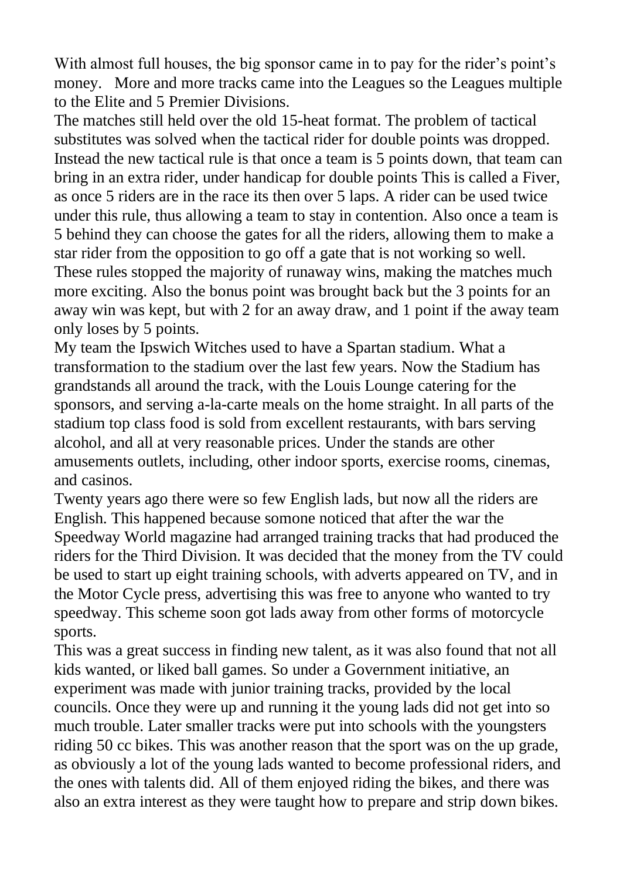With almost full houses, the big sponsor came in to pay for the rider's point's money. More and more tracks came into the Leagues so the Leagues multiple to the Elite and 5 Premier Divisions.

The matches still held over the old 15-heat format. The problem of tactical substitutes was solved when the tactical rider for double points was dropped. Instead the new tactical rule is that once a team is 5 points down, that team can bring in an extra rider, under handicap for double points This is called a Fiver, as once 5 riders are in the race its then over 5 laps. A rider can be used twice under this rule, thus allowing a team to stay in contention. Also once a team is 5 behind they can choose the gates for all the riders, allowing them to make a star rider from the opposition to go off a gate that is not working so well. These rules stopped the majority of runaway wins, making the matches much more exciting. Also the bonus point was brought back but the 3 points for an away win was kept, but with 2 for an away draw, and 1 point if the away team only loses by 5 points.

My team the Ipswich Witches used to have a Spartan stadium. What a transformation to the stadium over the last few years. Now the Stadium has grandstands all around the track, with the Louis Lounge catering for the sponsors, and serving a-la-carte meals on the home straight. In all parts of the stadium top class food is sold from excellent restaurants, with bars serving alcohol, and all at very reasonable prices. Under the stands are other amusements outlets, including, other indoor sports, exercise rooms, cinemas, and casinos.

Twenty years ago there were so few English lads, but now all the riders are English. This happened because somone noticed that after the war the Speedway World magazine had arranged training tracks that had produced the riders for the Third Division. It was decided that the money from the TV could be used to start up eight training schools, with adverts appeared on TV, and in the Motor Cycle press, advertising this was free to anyone who wanted to try speedway. This scheme soon got lads away from other forms of motorcycle sports.

This was a great success in finding new talent, as it was also found that not all kids wanted, or liked ball games. So under a Government initiative, an experiment was made with junior training tracks, provided by the local councils. Once they were up and running it the young lads did not get into so much trouble. Later smaller tracks were put into schools with the youngsters riding 50 cc bikes. This was another reason that the sport was on the up grade, as obviously a lot of the young lads wanted to become professional riders, and the ones with talents did. All of them enjoyed riding the bikes, and there was also an extra interest as they were taught how to prepare and strip down bikes.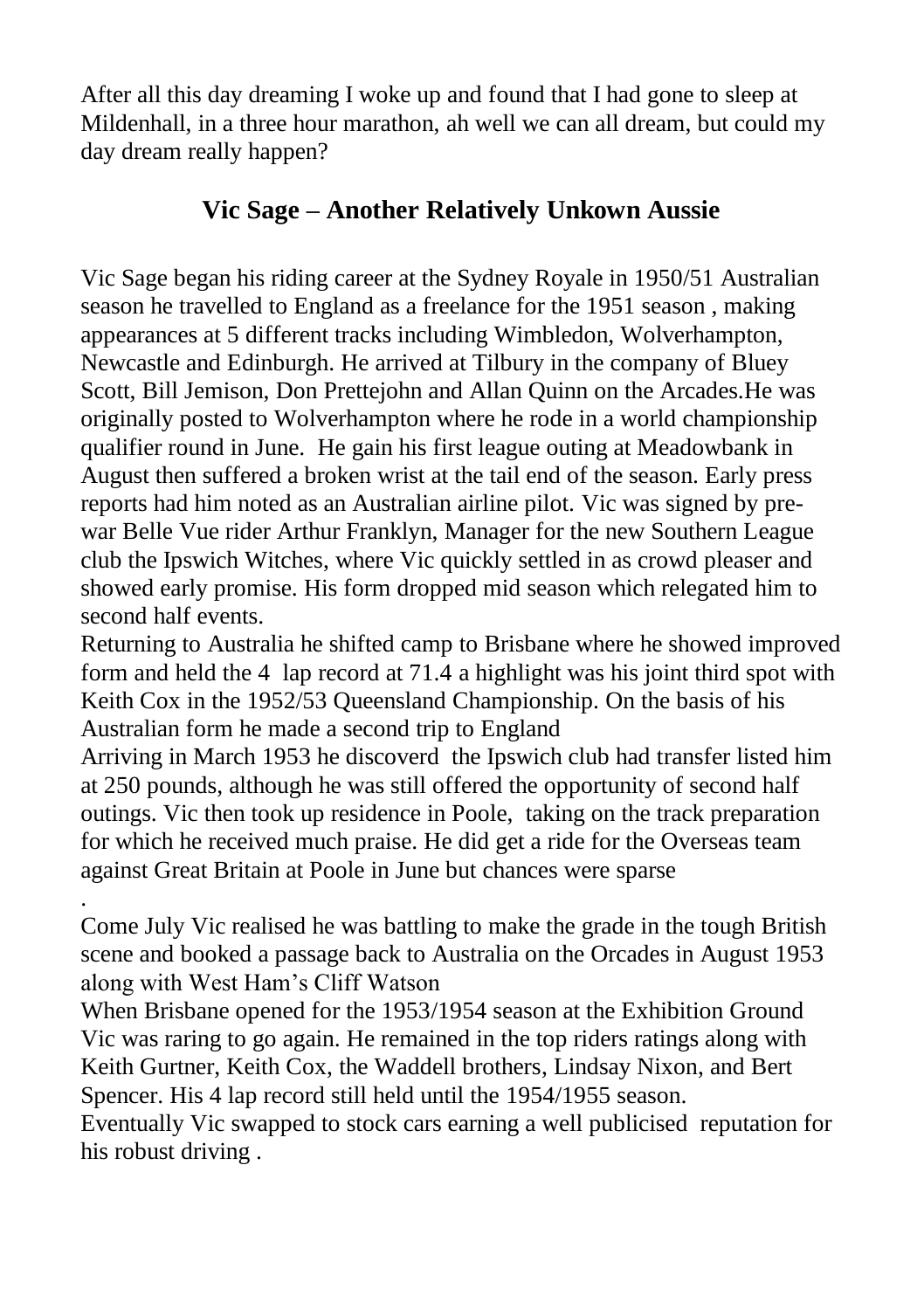After all this day dreaming I woke up and found that I had gone to sleep at Mildenhall, in a three hour marathon, ah well we can all dream, but could my day dream really happen?

## Vic Sage – Another Relatively Unkown Aussie

Vic Sage began his riding career at the Sydney Royale in 1950/51 Australian season he travelled to England as a freelance for the 1951 season , making appearances at 5 different tracks including Wimbledon, Wolverhampton, Newcastle and Edinburgh. He arrived at Tilbury in the company of Bluey Scott, Bill Jemison, Don Prettejohn and Allan Quinn on the Arcades.He was originally posted to Wolverhampton where he rode in a world championship qualifier round in June. He gain his first league outing at Meadowbank in August then suffered a broken wrist at the tail end of the season. Early press reports had him noted as an Australian airline pilot. Vic was signed by pre-war Belle Vue rider Arthur Franklyn, Manager for the new Southern League club the Ipswich Witches, where Vic quickly settled in as crowd pleaser and showed early promise. His form dropped mid season which relegated him to second half events.

Returning to Australia he shifted camp to Brisbane where he showed improved form and held the 4 lap record at 71.4 a highlight was his joint third spot with Keith Cox in the 1952/53 Queensland Championship. On the basis of his Australian form he made a second trip to England

Arriving in March 1953 he discoverd the Ipswich club had transfer listed him at 250 pounds, although he was still offered the opportunity of second half outings. Vic then took up residence in Poole, taking on the track preparation for which he received much praise. He did get a ride for the Overseas team against Great Britain at Poole in June but chances were sparse

.

Come July Vic realised he was battling to make the grade in the tough British scene and booked a passage back to Australia on the Orcades in August 1953 along with West Ham's Cliff Watson

When Brisbane opened for the 1953/1954 season at the Exhibition Ground Vic was raring to go again. He remained in the top riders ratings along with Keith Gurtner, Keith Cox, the Waddell brothers, Lindsay Nixon, and Bert Spencer. His 4 lap record still held until the 1954/1955 season.

Eventually Vic swapped to stock cars earning a well publicised reputation for his robust driving .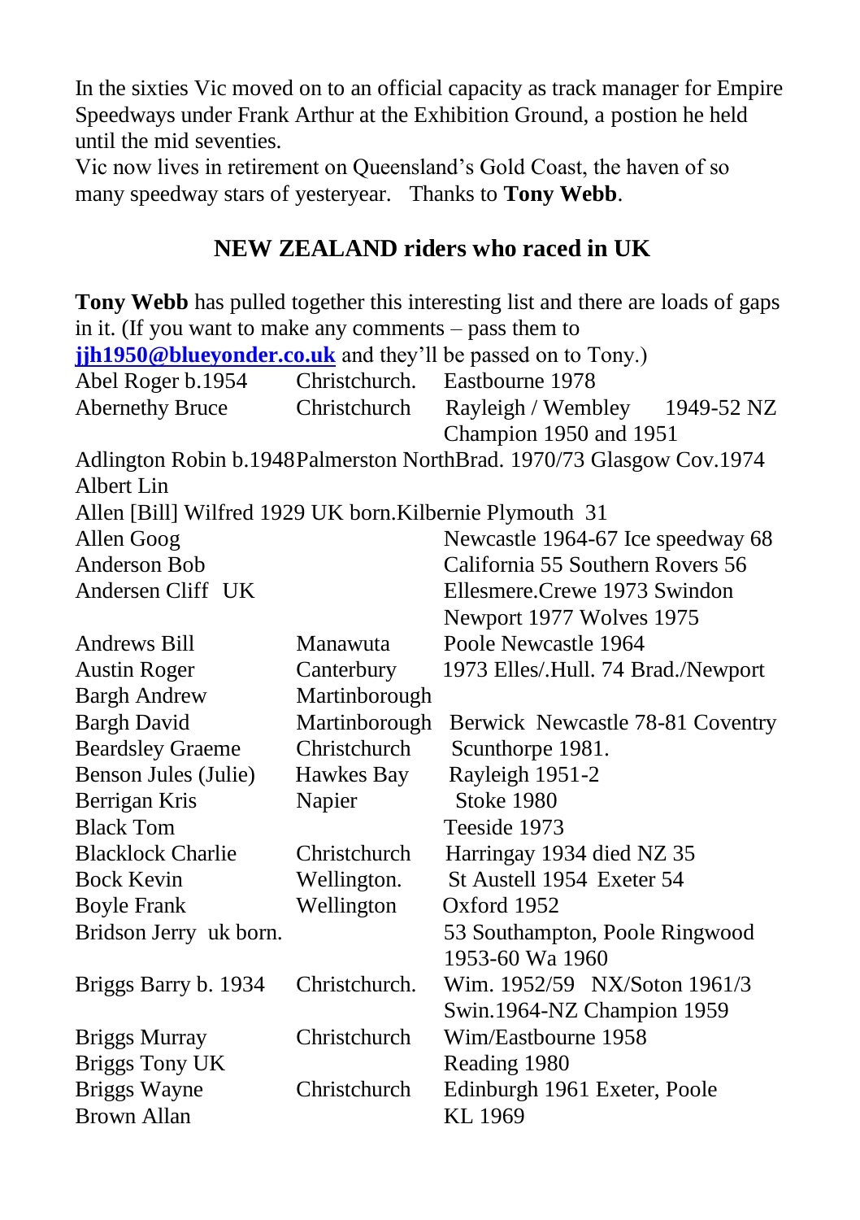In the sixties Vic moved on to an official capacity as track manager for Empire Speedways under Frank Arthur at the Exhibition Ground, a postion he held until the mid seventies.

Vic now lives in retirement on Queensland's Gold Coast, the haven of so many speedway stars of yesteryear. Thanks to **Tony Webb**.

## NEW ZEALAND riders who raced in UK

**Tony Webb** has pulled together this interesting list and there are loads of gaps in it. (If you want to make any comments – pass them to **jjh1950@blueyonder.co.uk** and they'll be passed on to Tony.)

| Name | Origin | Clubs / Notes |
|---|---|---|
| Abel Roger b.1954 | Christchurch. | Eastbourne 1978 |
| Abernethy Bruce | Christchurch | Rayleigh / Wembley 1949-52 NZ Champion 1950 and 1951 |
| Adlington Robin b.1948 | Palmerston North | Brad. 1970/73 Glasgow Cov.1974 |
| Albert Lin | | |
| Allen [Bill] Wilfred 1929 UK born. | | Kilbernie Plymouth 31 |
| Allen Goog | | Newcastle 1964-67 Ice speedway 68 |
| Anderson Bob | | California 55 Southern Rovers 56 |
| Andersen Cliff UK | | Ellesmere.Crewe 1973 Swindon Newport 1977 Wolves 1975 |
| Andrews Bill | Manawuta | Poole Newcastle 1964 |
| Austin Roger | Canterbury | 1973 Elles/.Hull. 74 Brad./Newport |
| Bargh Andrew | Martinborough | |
| Bargh David | Martinborough | Berwick Newcastle 78-81 Coventry |
| Beardsley Graeme | Christchurch | Scunthorpe 1981. |
| Benson Jules (Julie) | Hawkes Bay | Rayleigh 1951-2 |
| Berrigan Kris | Napier | Stoke 1980 |
| Black Tom | | Teeside 1973 |
| Blacklock Charlie | Christchurch | Harringay 1934 died NZ 35 |
| Bock Kevin | Wellington. | St Austell 1954 Exeter 54 |
| Boyle Frank | Wellington | Oxford 1952 |
| Bridson Jerry uk born. | | 53 Southampton, Poole Ringwood 1953-60 Wa 1960 |
| Briggs Barry b. 1934 | Christchurch. | Wim. 1952/59 NX/Soton 1961/3 Swin.1964-NZ Champion 1959 |
| Briggs Murray | Christchurch | Wim/Eastbourne 1958 |
| Briggs Tony UK | | Reading 1980 |
| Briggs Wayne | Christchurch | Edinburgh 1961 Exeter, Poole |
| Brown Allan | | KL 1969 |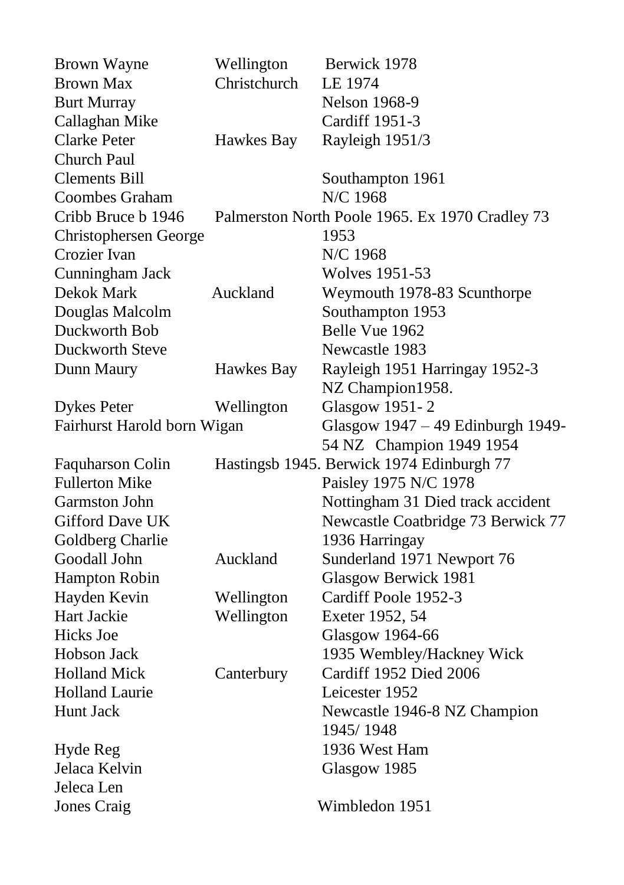| | | |
|---|---|---|
| Brown Wayne | Wellington | Berwick 1978 |
| Brown Max | Christchurch | LE 1974 |
| Burt Murray | | Nelson 1968-9 |
| Callaghan Mike | | Cardiff 1951-3 |
| Clarke Peter | Hawkes Bay | Rayleigh 1951/3 |
| Church Paul | | |
| Clements Bill | | Southampton 1961 |
| Coombes Graham | | N/C 1968 |
| Cribb Bruce b 1946 | Palmerston North | Poole 1965. Ex 1970 Cradley 73 |
| Christophersen George | | 1953 |
| Crozier Ivan | | N/C 1968 |
| Cunningham Jack | | Wolves 1951-53 |
| Dekok Mark | Auckland | Weymouth 1978-83 Scunthorpe |
| Douglas Malcolm | | Southampton 1953 |
| Duckworth Bob | | Belle Vue 1962 |
| Duckworth Steve | | Newcastle 1983 |
| Dunn Maury | Hawkes Bay | Rayleigh 1951 Harringay 1952-3 NZ Champion1958. |
| Dykes Peter | Wellington | Glasgow 1951- 2 |
| Fairhurst Harold born Wigan | | Glasgow 1947 – 49 Edinburgh 1949-54 NZ Champion 1949 1954 |
| Faquharson Colin | Hastingsb 1945. | Berwick 1974 Edinburgh 77 |
| Fullerton Mike | | Paisley 1975 N/C 1978 |
| Garmston John | | Nottingham 31 Died track accident |
| Gifford Dave UK | | Newcastle Coatbridge 73 Berwick 77 |
| Goldberg Charlie | | 1936 Harringay |
| Goodall John | Auckland | Sunderland 1971 Newport 76 |
| Hampton Robin | | Glasgow Berwick 1981 |
| Hayden Kevin | Wellington | Cardiff Poole 1952-3 |
| Hart Jackie | Wellington | Exeter 1952, 54 |
| Hicks Joe | | Glasgow 1964-66 |
| Hobson Jack | | 1935 Wembley/Hackney Wick |
| Holland Mick | Canterbury | Cardiff 1952 Died 2006 |
| Holland Laurie | | Leicester 1952 |
| Hunt Jack | | Newcastle 1946-8 NZ Champion 1945/ 1948 |
| Hyde Reg | | 1936 West Ham |
| Jelaca Kelvin | | Glasgow 1985 |
| Jeleca Len | | |
| Jones Craig | | Wimbledon 1951 |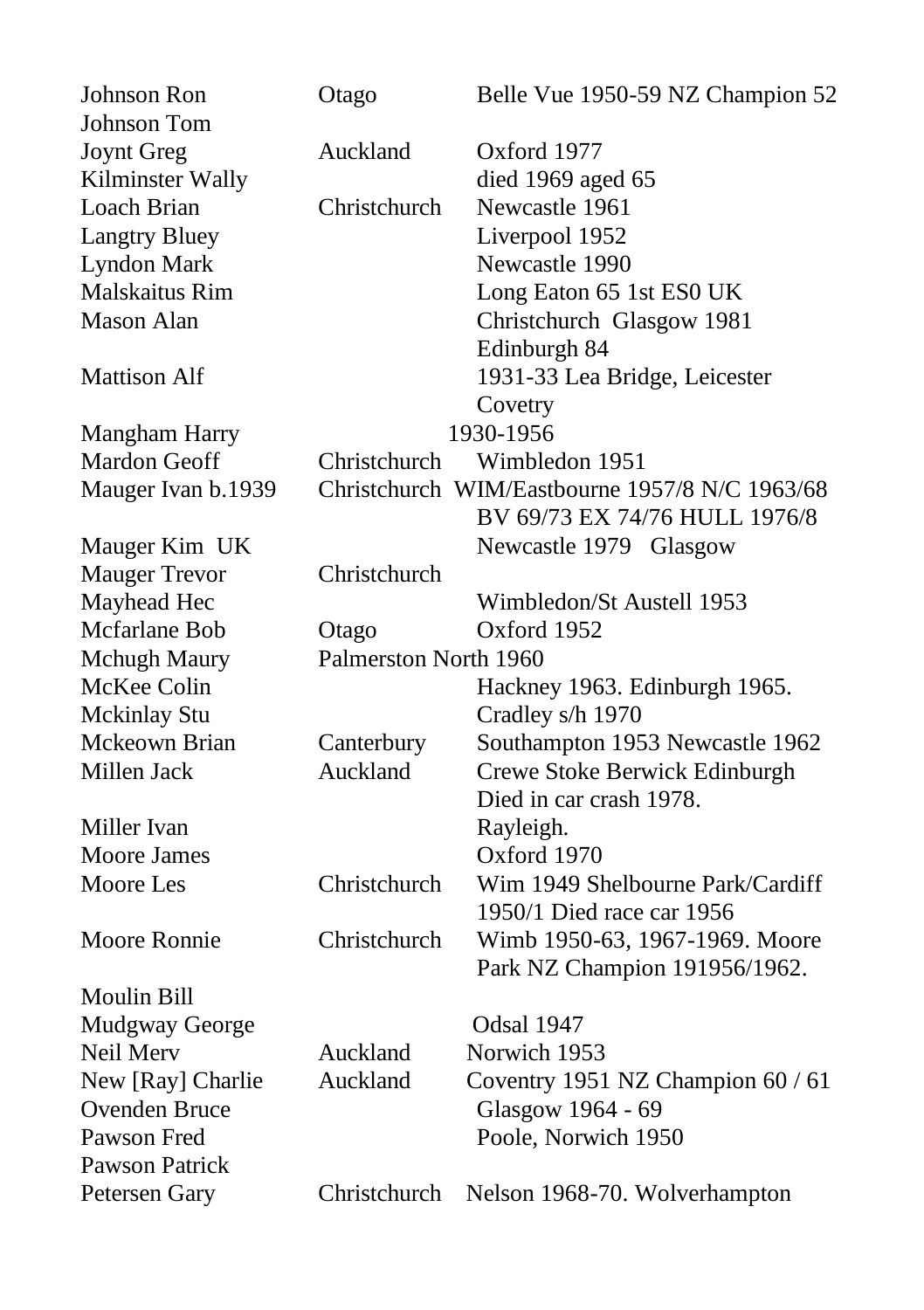| | | |
|---|---|---|
| Johnson Ron | Otago | Belle Vue 1950-59 NZ Champion 52 |
| Johnson Tom | | |
| Joynt Greg | Auckland | Oxford 1977 |
| Kilminster Wally | | died 1969 aged 65 |
| Loach Brian | Christchurch | Newcastle 1961 |
| Langtry Bluey | | Liverpool 1952 |
| Lyndon Mark | | Newcastle 1990 |
| Malskaitus Rim | | Long Eaton 65 1st ES0 UK |
| Mason Alan | | Christchurch Glasgow 1981 Edinburgh 84 |
| Mattison Alf | | 1931-33 Lea Bridge, Leicester Covetry |
| Mangham Harry | | 1930-1956 |
| Mardon Geoff | Christchurch | Wimbledon 1951 |
| Mauger Ivan b.1939 | Christchurch | WIM/Eastbourne 1957/8 N/C 1963/68 BV 69/73 EX 74/76 HULL 1976/8 |
| Mauger Kim UK | | Newcastle 1979 Glasgow |
| Mauger Trevor | Christchurch | |
| Mayhead Hec | | Wimbledon/St Austell 1953 |
| Mcfarlane Bob | Otago | Oxford 1952 |
| Mchugh Maury | Palmerston North 1960 | |
| McKee Colin | | Hackney 1963. Edinburgh 1965. |
| Mckinlay Stu | | Cradley s/h 1970 |
| Mckeown Brian | Canterbury | Southampton 1953 Newcastle 1962 |
| Millen Jack | Auckland | Crewe Stoke Berwick Edinburgh Died in car crash 1978. |
| Miller Ivan | | Rayleigh. |
| Moore James | | Oxford 1970 |
| Moore Les | Christchurch | Wim 1949 Shelbourne Park/Cardiff 1950/1 Died race car 1956 |
| Moore Ronnie | Christchurch | Wimb 1950-63, 1967-1969. Moore Park NZ Champion 191956/1962. |
| Moulin Bill | | |
| Mudgway George | | Odsal 1947 |
| Neil Merv | Auckland | Norwich 1953 |
| New [Ray] Charlie | Auckland | Coventry 1951 NZ Champion 60 / 61 |
| Ovenden Bruce | | Glasgow 1964 - 69 |
| Pawson Fred | | Poole, Norwich 1950 |
| Pawson Patrick | | |
| Petersen Gary | Christchurch | Nelson 1968-70. Wolverhampton |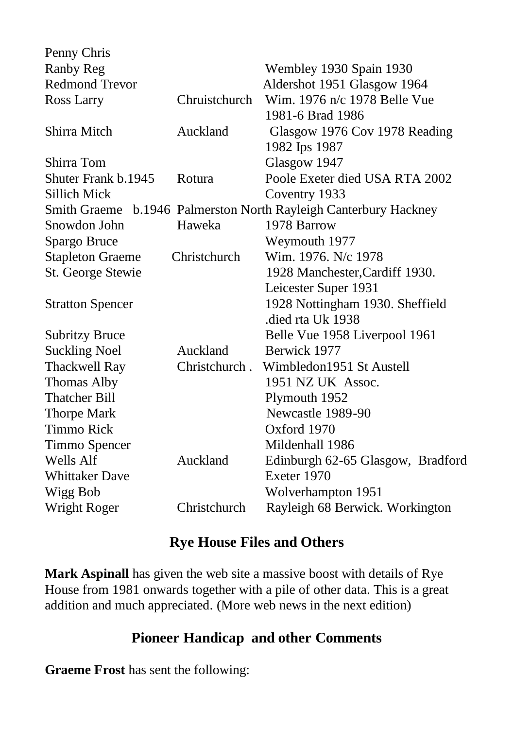| | | |
|---|---|---|
| Penny Chris | | |
| Ranby Reg | | Wembley 1930 Spain 1930 |
| Redmond Trevor | | Aldershot 1951 Glasgow 1964 |
| Ross Larry | Chruistchurch | Wim. 1976 n/c 1978 Belle Vue 1981-6 Brad 1986 |
| Shirra Mitch | Auckland | Glasgow 1976 Cov 1978 Reading 1982 Ips 1987 |
| Shirra Tom | | Glasgow 1947 |
| Shuter Frank b.1945 | Rotura | Poole Exeter died USA RTA 2002 |
| Sillich Mick | | Coventry 1933 |
| Smith Graeme b.1946 | Palmerston North | Rayleigh Canterbury Hackney |
| Snowdon John | Haweka | 1978 Barrow |
| Spargo Bruce | | Weymouth 1977 |
| Stapleton Graeme | Christchurch | Wim. 1976. N/c 1978 |
| St. George Stewie | | 1928 Manchester,Cardiff 1930. Leicester Super 1931 |
| Stratton Spencer | | 1928 Nottingham 1930. Sheffield .died rta Uk 1938 |
| Subritzy Bruce | | Belle Vue 1958 Liverpool 1961 |
| Suckling Noel | Auckland | Berwick 1977 |
| Thackwell Ray | Christchurch . | Wimbledon1951 St Austell |
| Thomas Alby | | 1951 NZ UK Assoc. |
| Thatcher Bill | | Plymouth 1952 |
| Thorpe Mark | | Newcastle 1989-90 |
| Timmo Rick | | Oxford 1970 |
| Timmo Spencer | | Mildenhall 1986 |
| Wells Alf | Auckland | Edinburgh 62-65 Glasgow, Bradford |
| Whittaker Dave | | Exeter 1970 |
| Wigg Bob | | Wolverhampton 1951 |
| Wright Roger | Christchurch | Rayleigh 68 Berwick. Workington |

## Rye House Files and Others

**Mark Aspinall** has given the web site a massive boost with details of Rye House from 1981 onwards together with a pile of other data. This is a great addition and much appreciated. (More web news in the next edition)

## Pioneer Handicap and other Comments

**Graeme Frost** has sent the following: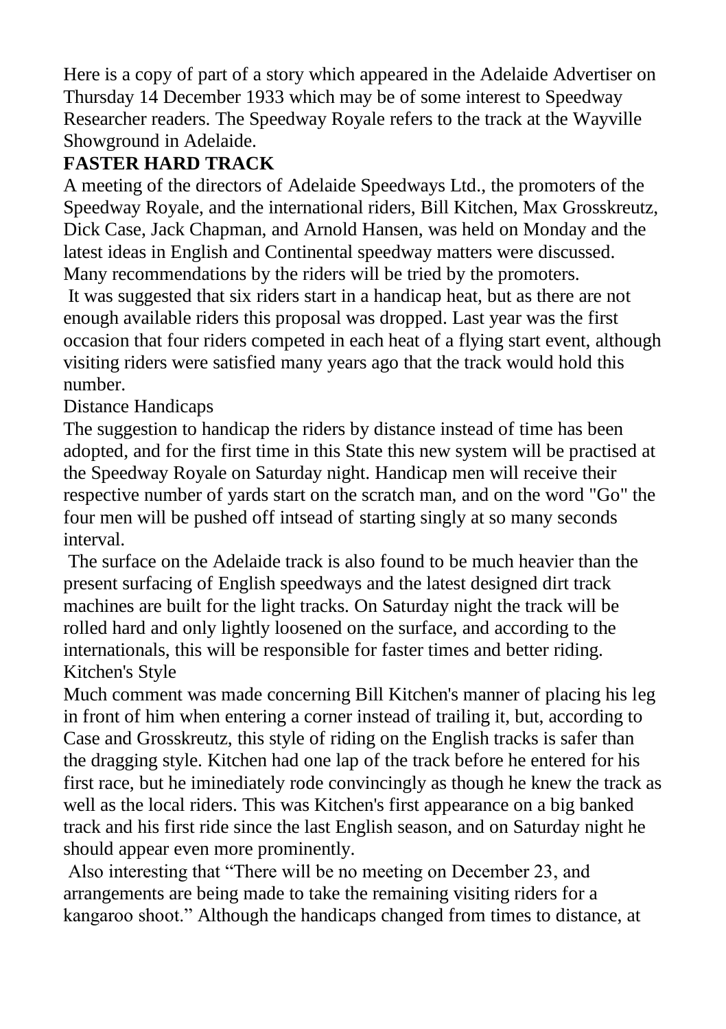Here is a copy of part of a story which appeared in the Adelaide Advertiser on Thursday 14 December 1933 which may be of some interest to Speedway Researcher readers. The Speedway Royale refers to the track at the Wayville Showground in Adelaide.

**FASTER HARD TRACK**

A meeting of the directors of Adelaide Speedways Ltd., the promoters of the Speedway Royale, and the international riders, Bill Kitchen, Max Grosskreutz, Dick Case, Jack Chapman, and Arnold Hansen, was held on Monday and the latest ideas in English and Continental speedway matters were discussed. Many recommendations by the riders will be tried by the promoters.

It was suggested that six riders start in a handicap heat, but as there are not enough available riders this proposal was dropped. Last year was the first occasion that four riders competed in each heat of a flying start event, although visiting riders were satisfied many years ago that the track would hold this number.

Distance Handicaps

The suggestion to handicap the riders by distance instead of time has been adopted, and for the first time in this State this new system will be practised at the Speedway Royale on Saturday night. Handicap men will receive their respective number of yards start on the scratch man, and on the word "Go" the four men will be pushed off intsead of starting singly at so many seconds interval.

The surface on the Adelaide track is also found to be much heavier than the present surfacing of English speedways and the latest designed dirt track machines are built for the light tracks. On Saturday night the track will be rolled hard and only lightly loosened on the surface, and according to the internationals, this will be responsible for faster times and better riding.

Kitchen's Style

Much comment was made concerning Bill Kitchen's manner of placing his leg in front of him when entering a corner instead of trailing it, but, according to Case and Grosskreutz, this style of riding on the English tracks is safer than the dragging style. Kitchen had one lap of the track before he entered for his first race, but he iminediately rode convincingly as though he knew the track as well as the local riders. This was Kitchen's first appearance on a big banked track and his first ride since the last English season, and on Saturday night he should appear even more prominently.

Also interesting that "There will be no meeting on December 23, and arrangements are being made to take the remaining visiting riders for a kangaroo shoot." Although the handicaps changed from times to distance, at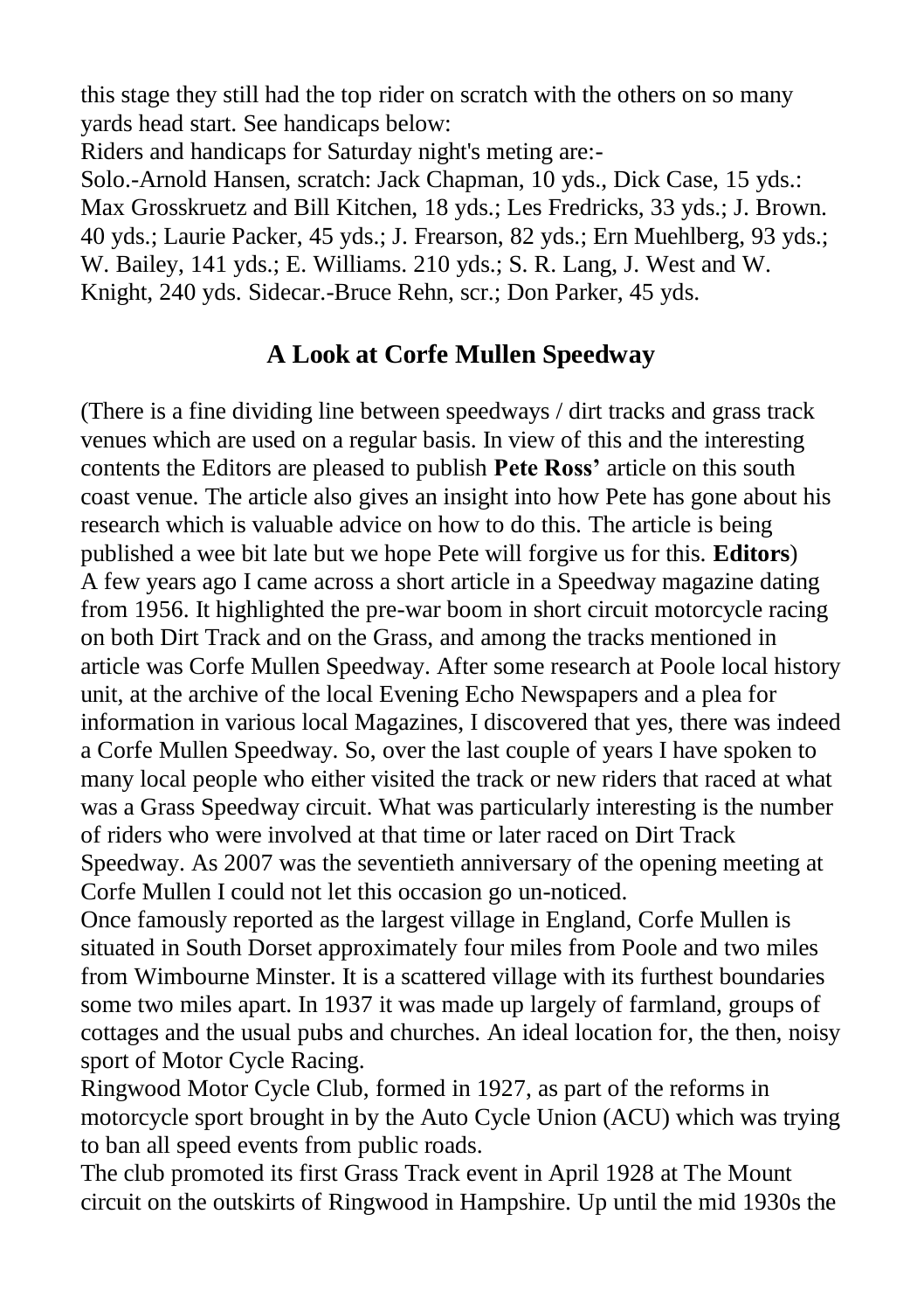this stage they still had the top rider on scratch with the others on so many yards head start. See handicaps below:

Riders and handicaps for Saturday night's meting are:-

Solo.-Arnold Hansen, scratch: Jack Chapman, 10 yds., Dick Case, 15 yds.: Max Grosskruetz and Bill Kitchen, 18 yds.; Les Fredricks, 33 yds.; J. Brown. 40 yds.; Laurie Packer, 45 yds.; J. Frearson, 82 yds.; Ern Muehlberg, 93 yds.; W. Bailey, 141 yds.; E. Williams. 210 yds.; S. R. Lang, J. West and W. Knight, 240 yds. Sidecar.-Bruce Rehn, scr.; Don Parker, 45 yds.

## A Look at Corfe Mullen Speedway

(There is a fine dividing line between speedways / dirt tracks and grass track venues which are used on a regular basis. In view of this and the interesting contents the Editors are pleased to publish **Pete Ross'** article on this south coast venue. The article also gives an insight into how Pete has gone about his research which is valuable advice on how to do this. The article is being published a wee bit late but we hope Pete will forgive us for this. **Editors**)

A few years ago I came across a short article in a Speedway magazine dating from 1956. It highlighted the pre-war boom in short circuit motorcycle racing on both Dirt Track and on the Grass, and among the tracks mentioned in article was Corfe Mullen Speedway. After some research at Poole local history unit, at the archive of the local Evening Echo Newspapers and a plea for information in various local Magazines, I discovered that yes, there was indeed a Corfe Mullen Speedway. So, over the last couple of years I have spoken to many local people who either visited the track or new riders that raced at what was a Grass Speedway circuit. What was particularly interesting is the number of riders who were involved at that time or later raced on Dirt Track Speedway. As 2007 was the seventieth anniversary of the opening meeting at Corfe Mullen I could not let this occasion go un-noticed.

Once famously reported as the largest village in England, Corfe Mullen is situated in South Dorset approximately four miles from Poole and two miles from Wimbourne Minster. It is a scattered village with its furthest boundaries some two miles apart. In 1937 it was made up largely of farmland, groups of cottages and the usual pubs and churches. An ideal location for, the then, noisy sport of Motor Cycle Racing.

Ringwood Motor Cycle Club, formed in 1927, as part of the reforms in motorcycle sport brought in by the Auto Cycle Union (ACU) which was trying to ban all speed events from public roads.

The club promoted its first Grass Track event in April 1928 at The Mount circuit on the outskirts of Ringwood in Hampshire. Up until the mid 1930s the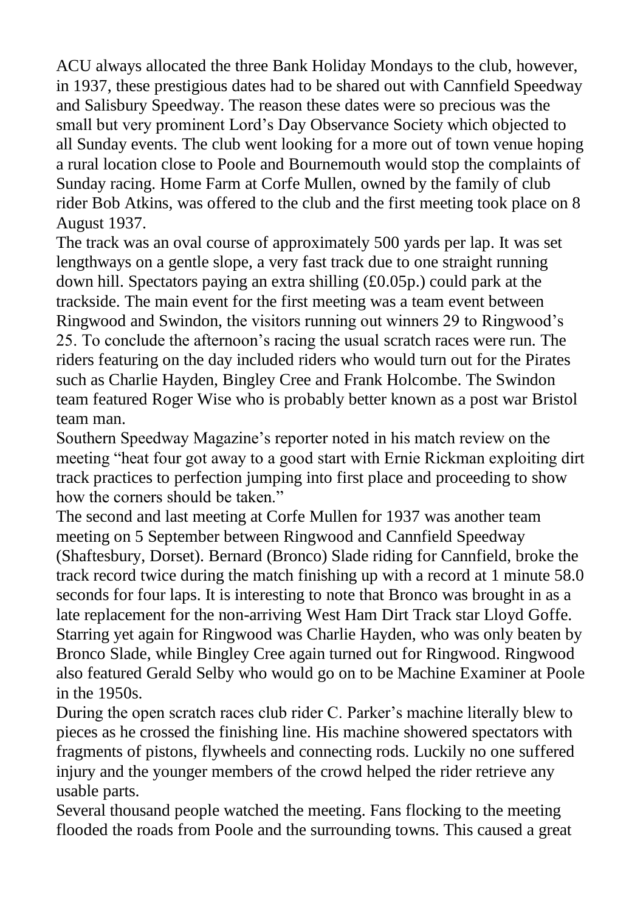ACU always allocated the three Bank Holiday Mondays to the club, however, in 1937, these prestigious dates had to be shared out with Cannfield Speedway and Salisbury Speedway. The reason these dates were so precious was the small but very prominent Lord's Day Observance Society which objected to all Sunday events. The club went looking for a more out of town venue hoping a rural location close to Poole and Bournemouth would stop the complaints of Sunday racing. Home Farm at Corfe Mullen, owned by the family of club rider Bob Atkins, was offered to the club and the first meeting took place on 8 August 1937.

The track was an oval course of approximately 500 yards per lap. It was set lengthways on a gentle slope, a very fast track due to one straight running down hill. Spectators paying an extra shilling (£0.05p.) could park at the trackside. The main event for the first meeting was a team event between Ringwood and Swindon, the visitors running out winners 29 to Ringwood's 25. To conclude the afternoon's racing the usual scratch races were run. The riders featuring on the day included riders who would turn out for the Pirates such as Charlie Hayden, Bingley Cree and Frank Holcombe. The Swindon team featured Roger Wise who is probably better known as a post war Bristol team man.

Southern Speedway Magazine's reporter noted in his match review on the meeting "heat four got away to a good start with Ernie Rickman exploiting dirt track practices to perfection jumping into first place and proceeding to show how the corners should be taken."

The second and last meeting at Corfe Mullen for 1937 was another team meeting on 5 September between Ringwood and Cannfield Speedway (Shaftesbury, Dorset). Bernard (Bronco) Slade riding for Cannfield, broke the track record twice during the match finishing up with a record at 1 minute 58.0 seconds for four laps. It is interesting to note that Bronco was brought in as a late replacement for the non-arriving West Ham Dirt Track star Lloyd Goffe. Starring yet again for Ringwood was Charlie Hayden, who was only beaten by Bronco Slade, while Bingley Cree again turned out for Ringwood. Ringwood also featured Gerald Selby who would go on to be Machine Examiner at Poole in the 1950s.

During the open scratch races club rider C. Parker's machine literally blew to pieces as he crossed the finishing line. His machine showered spectators with fragments of pistons, flywheels and connecting rods. Luckily no one suffered injury and the younger members of the crowd helped the rider retrieve any usable parts.

Several thousand people watched the meeting. Fans flocking to the meeting flooded the roads from Poole and the surrounding towns. This caused a great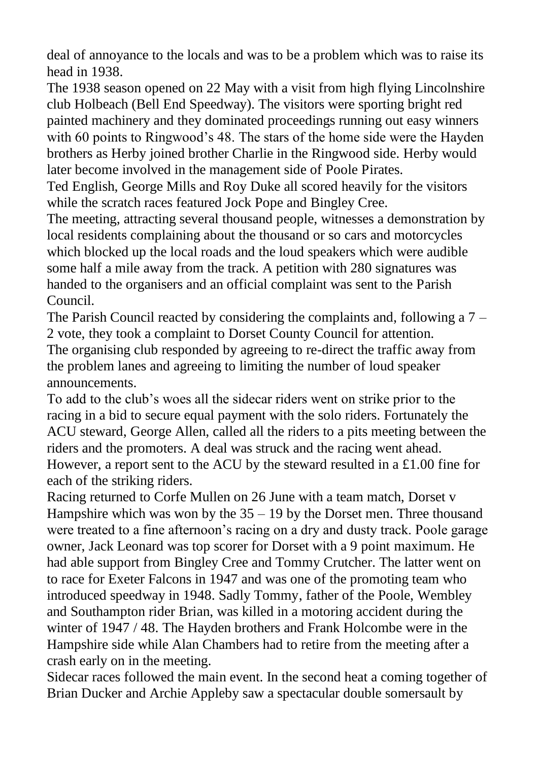deal of annoyance to the locals and was to be a problem which was to raise its head in 1938.

The 1938 season opened on 22 May with a visit from high flying Lincolnshire club Holbeach (Bell End Speedway). The visitors were sporting bright red painted machinery and they dominated proceedings running out easy winners with 60 points to Ringwood's 48. The stars of the home side were the Hayden brothers as Herby joined brother Charlie in the Ringwood side. Herby would later become involved in the management side of Poole Pirates.

Ted English, George Mills and Roy Duke all scored heavily for the visitors while the scratch races featured Jock Pope and Bingley Cree.

The meeting, attracting several thousand people, witnesses a demonstration by local residents complaining about the thousand or so cars and motorcycles which blocked up the local roads and the loud speakers which were audible some half a mile away from the track. A petition with 280 signatures was handed to the organisers and an official complaint was sent to the Parish Council.

The Parish Council reacted by considering the complaints and, following a 7 – 2 vote, they took a complaint to Dorset County Council for attention.

The organising club responded by agreeing to re-direct the traffic away from the problem lanes and agreeing to limiting the number of loud speaker announcements.

To add to the club's woes all the sidecar riders went on strike prior to the racing in a bid to secure equal payment with the solo riders. Fortunately the ACU steward, George Allen, called all the riders to a pits meeting between the riders and the promoters. A deal was struck and the racing went ahead. However, a report sent to the ACU by the steward resulted in a £1.00 fine for each of the striking riders.

Racing returned to Corfe Mullen on 26 June with a team match, Dorset v Hampshire which was won by the 35 – 19 by the Dorset men. Three thousand were treated to a fine afternoon's racing on a dry and dusty track. Poole garage owner, Jack Leonard was top scorer for Dorset with a 9 point maximum. He had able support from Bingley Cree and Tommy Crutcher. The latter went on to race for Exeter Falcons in 1947 and was one of the promoting team who introduced speedway in 1948. Sadly Tommy, father of the Poole, Wembley and Southampton rider Brian, was killed in a motoring accident during the winter of 1947 / 48. The Hayden brothers and Frank Holcombe were in the Hampshire side while Alan Chambers had to retire from the meeting after a crash early on in the meeting.

Sidecar races followed the main event. In the second heat a coming together of Brian Ducker and Archie Appleby saw a spectacular double somersault by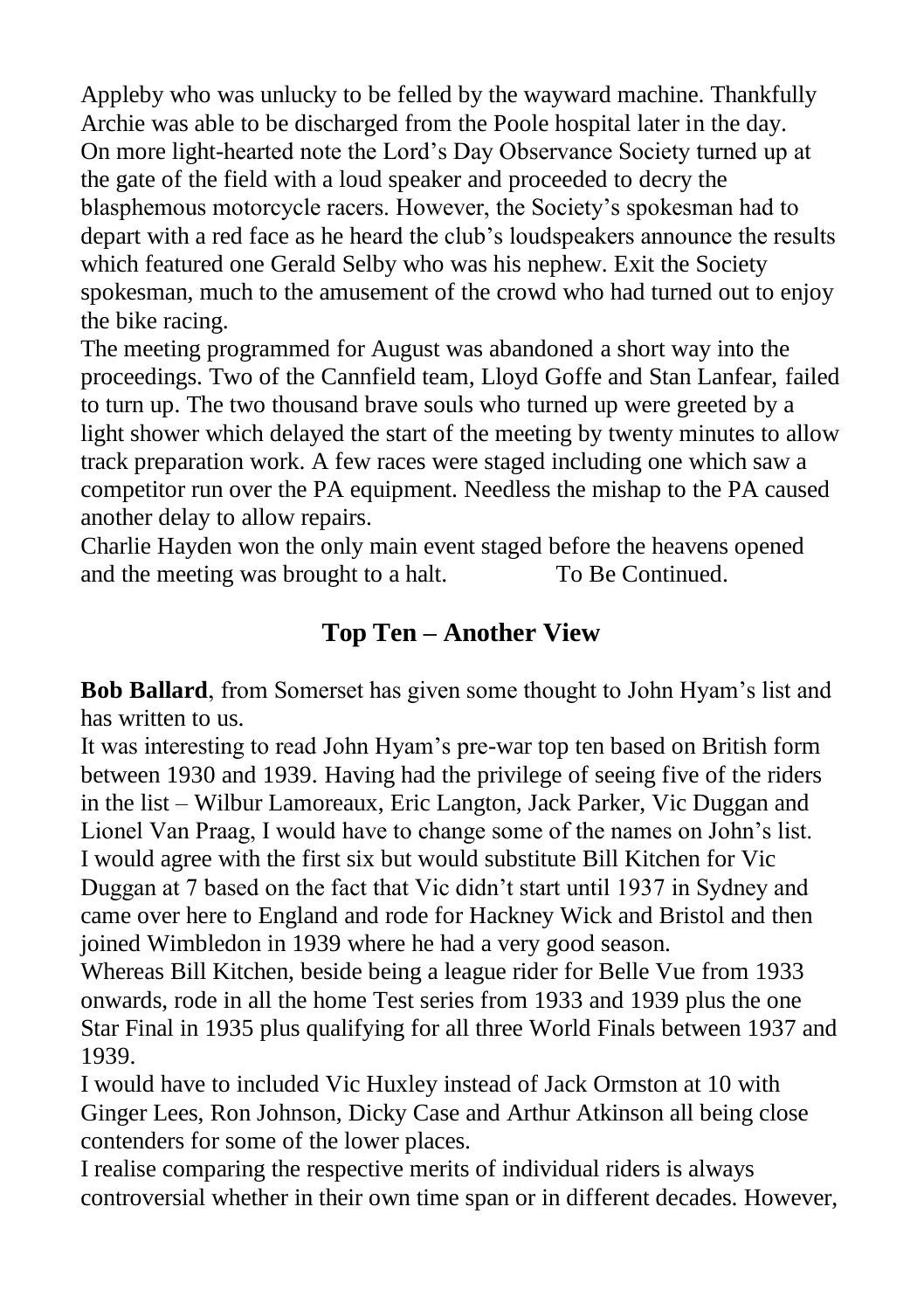Appleby who was unlucky to be felled by the wayward machine. Thankfully Archie was able to be discharged from the Poole hospital later in the day.
On more light-hearted note the Lord's Day Observance Society turned up at the gate of the field with a loud speaker and proceeded to decry the blasphemous motorcycle racers. However, the Society's spokesman had to depart with a red face as he heard the club's loudspeakers announce the results which featured one Gerald Selby who was his nephew. Exit the Society spokesman, much to the amusement of the crowd who had turned out to enjoy the bike racing.
The meeting programmed for August was abandoned a short way into the proceedings. Two of the Cannfield team, Lloyd Goffe and Stan Lanfear, failed to turn up. The two thousand brave souls who turned up were greeted by a light shower which delayed the start of the meeting by twenty minutes to allow track preparation work. A few races were staged including one which saw a competitor run over the PA equipment. Needless the mishap to the PA caused another delay to allow repairs.
Charlie Hayden won the only main event staged before the heavens opened and the meeting was brought to a halt. To Be Continued.

## Top Ten – Another View

**Bob Ballard**, from Somerset has given some thought to John Hyam's list and has written to us.
It was interesting to read John Hyam's pre-war top ten based on British form between 1930 and 1939. Having had the privilege of seeing five of the riders in the list – Wilbur Lamoreaux, Eric Langton, Jack Parker, Vic Duggan and Lionel Van Praag, I would have to change some of the names on John's list.
I would agree with the first six but would substitute Bill Kitchen for Vic Duggan at 7 based on the fact that Vic didn't start until 1937 in Sydney and came over here to England and rode for Hackney Wick and Bristol and then joined Wimbledon in 1939 where he had a very good season.
Whereas Bill Kitchen, beside being a league rider for Belle Vue from 1933 onwards, rode in all the home Test series from 1933 and 1939 plus the one Star Final in 1935 plus qualifying for all three World Finals between 1937 and 1939.
I would have to included Vic Huxley instead of Jack Ormston at 10 with Ginger Lees, Ron Johnson, Dicky Case and Arthur Atkinson all being close contenders for some of the lower places.
I realise comparing the respective merits of individual riders is always controversial whether in their own time span or in different decades. However,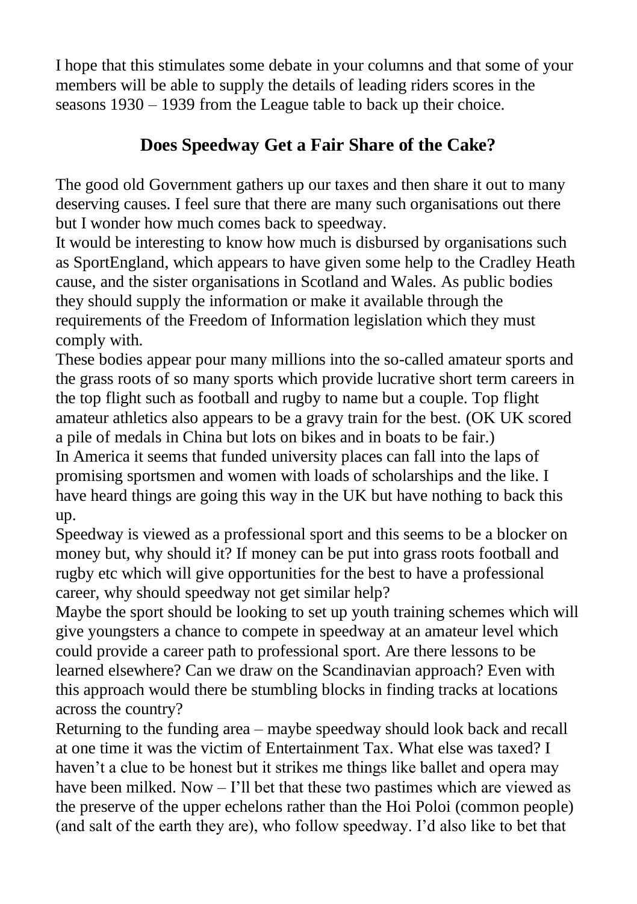I hope that this stimulates some debate in your columns and that some of your members will be able to supply the details of leading riders scores in the seasons 1930 – 1939 from the League table to back up their choice.

## Does Speedway Get a Fair Share of the Cake?

The good old Government gathers up our taxes and then share it out to many deserving causes. I feel sure that there are many such organisations out there but I wonder how much comes back to speedway.

It would be interesting to know how much is disbursed by organisations such as SportEngland, which appears to have given some help to the Cradley Heath cause, and the sister organisations in Scotland and Wales. As public bodies they should supply the information or make it available through the requirements of the Freedom of Information legislation which they must comply with.

These bodies appear pour many millions into the so-called amateur sports and the grass roots of so many sports which provide lucrative short term careers in the top flight such as football and rugby to name but a couple. Top flight amateur athletics also appears to be a gravy train for the best. (OK UK scored a pile of medals in China but lots on bikes and in boats to be fair.)

In America it seems that funded university places can fall into the laps of promising sportsmen and women with loads of scholarships and the like. I have heard things are going this way in the UK but have nothing to back this up.

Speedway is viewed as a professional sport and this seems to be a blocker on money but, why should it? If money can be put into grass roots football and rugby etc which will give opportunities for the best to have a professional career, why should speedway not get similar help?

Maybe the sport should be looking to set up youth training schemes which will give youngsters a chance to compete in speedway at an amateur level which could provide a career path to professional sport. Are there lessons to be learned elsewhere? Can we draw on the Scandinavian approach? Even with this approach would there be stumbling blocks in finding tracks at locations across the country?

Returning to the funding area – maybe speedway should look back and recall at one time it was the victim of Entertainment Tax. What else was taxed? I haven't a clue to be honest but it strikes me things like ballet and opera may have been milked. Now – I'll bet that these two pastimes which are viewed as the preserve of the upper echelons rather than the Hoi Poloi (common people) (and salt of the earth they are), who follow speedway. I'd also like to bet that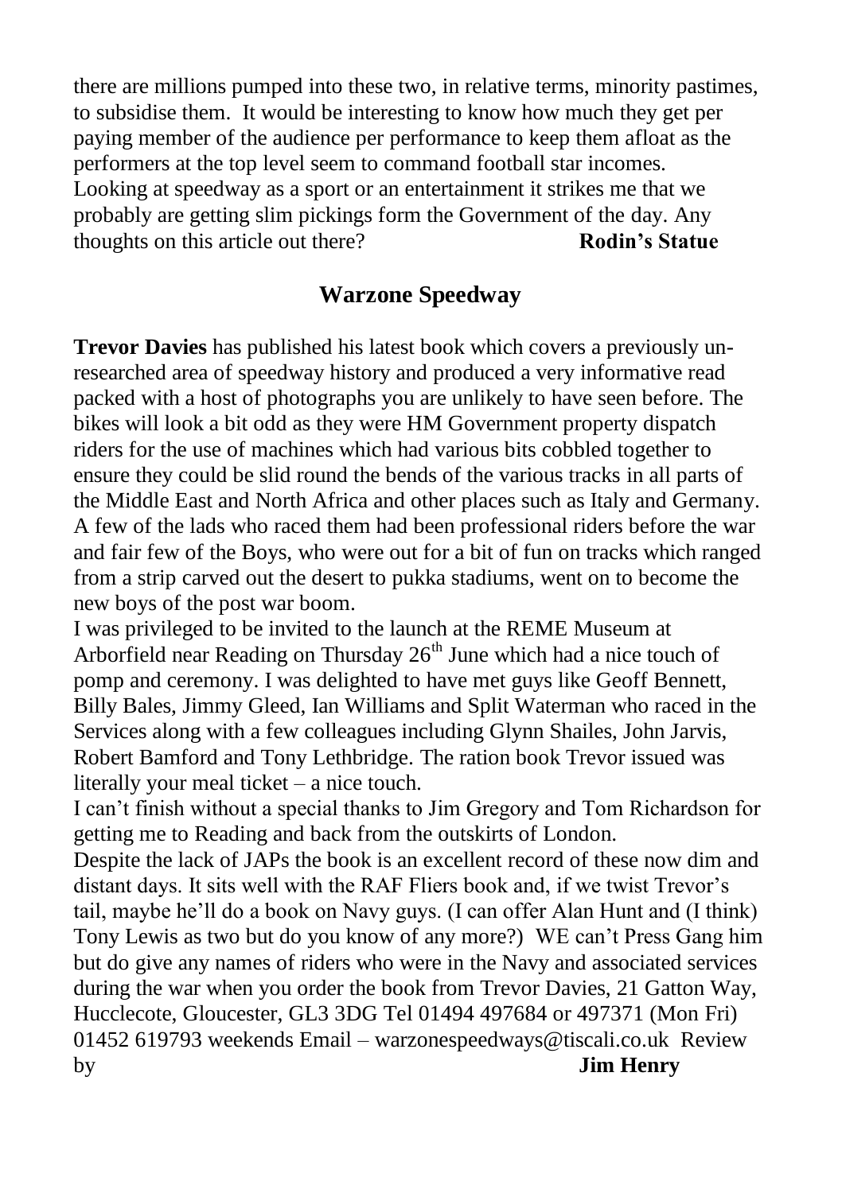there are millions pumped into these two, in relative terms, minority pastimes, to subsidise them. It would be interesting to know how much they get per paying member of the audience per performance to keep them afloat as the performers at the top level seem to command football star incomes. Looking at speedway as a sport or an entertainment it strikes me that we probably are getting slim pickings form the Government of the day. Any thoughts on this article out there? **Rodin's Statue**

## Warzone Speedway

**Trevor Davies** has published his latest book which covers a previously un-researched area of speedway history and produced a very informative read packed with a host of photographs you are unlikely to have seen before. The bikes will look a bit odd as they were HM Government property dispatch riders for the use of machines which had various bits cobbled together to ensure they could be slid round the bends of the various tracks in all parts of the Middle East and North Africa and other places such as Italy and Germany. A few of the lads who raced them had been professional riders before the war and fair few of the Boys, who were out for a bit of fun on tracks which ranged from a strip carved out the desert to pukka stadiums, went on to become the new boys of the post war boom.

I was privileged to be invited to the launch at the REME Museum at Arborfield near Reading on Thursday 26th June which had a nice touch of pomp and ceremony. I was delighted to have met guys like Geoff Bennett, Billy Bales, Jimmy Gleed, Ian Williams and Split Waterman who raced in the Services along with a few colleagues including Glynn Shailes, John Jarvis, Robert Bamford and Tony Lethbridge. The ration book Trevor issued was literally your meal ticket – a nice touch.

I can't finish without a special thanks to Jim Gregory and Tom Richardson for getting me to Reading and back from the outskirts of London.

Despite the lack of JAPs the book is an excellent record of these now dim and distant days. It sits well with the RAF Fliers book and, if we twist Trevor's tail, maybe he'll do a book on Navy guys. (I can offer Alan Hunt and (I think) Tony Lewis as two but do you know of any more?) WE can't Press Gang him but do give any names of riders who were in the Navy and associated services during the war when you order the book from Trevor Davies, 21 Gatton Way, Hucclecote, Gloucester, GL3 3DG Tel 01494 497684 or 497371 (Mon Fri) 01452 619793 weekends Email – warzonespeedways@tiscali.co.uk Review by **Jim Henry**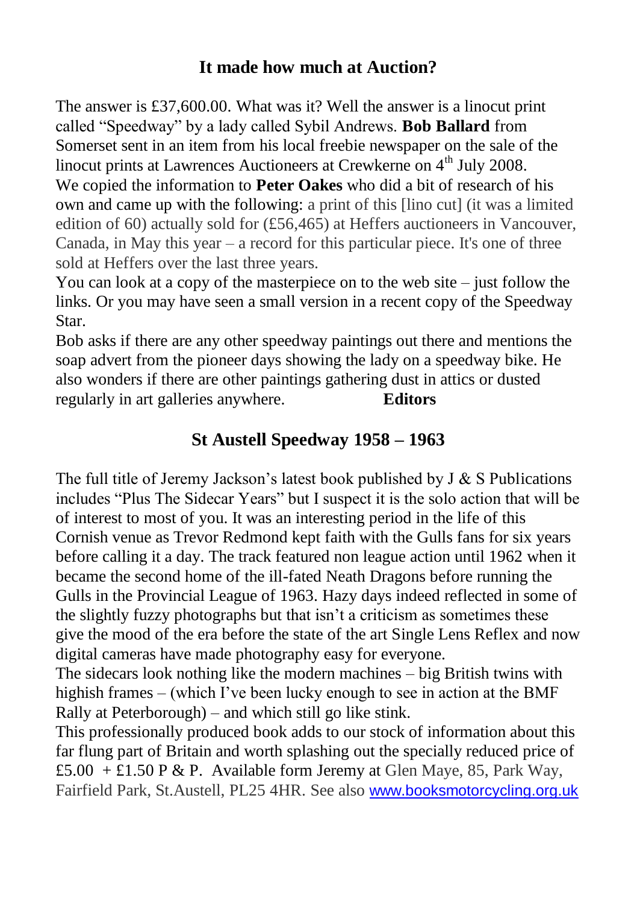## It made how much at Auction?

The answer is £37,600.00. What was it? Well the answer is a linocut print called "Speedway" by a lady called Sybil Andrews. **Bob Ballard** from Somerset sent in an item from his local freebie newspaper on the sale of the linocut prints at Lawrences Auctioneers at Crewkerne on 4th July 2008.

We copied the information to **Peter Oakes** who did a bit of research of his own and came up with the following: a print of this [lino cut] (it was a limited edition of 60) actually sold for (£56,465) at Heffers auctioneers in Vancouver, Canada, in May this year – a record for this particular piece. It's one of three sold at Heffers over the last three years.

You can look at a copy of the masterpiece on to the web site – just follow the links. Or you may have seen a small version in a recent copy of the Speedway Star.

Bob asks if there are any other speedway paintings out there and mentions the soap advert from the pioneer days showing the lady on a speedway bike. He also wonders if there are other paintings gathering dust in attics or dusted regularly in art galleries anywhere. **Editors**

## St Austell Speedway 1958 – 1963

The full title of Jeremy Jackson's latest book published by J & S Publications includes "Plus The Sidecar Years" but I suspect it is the solo action that will be of interest to most of you. It was an interesting period in the life of this Cornish venue as Trevor Redmond kept faith with the Gulls fans for six years before calling it a day. The track featured non league action until 1962 when it became the second home of the ill-fated Neath Dragons before running the Gulls in the Provincial League of 1963. Hazy days indeed reflected in some of the slightly fuzzy photographs but that isn't a criticism as sometimes these give the mood of the era before the state of the art Single Lens Reflex and now digital cameras have made photography easy for everyone.

The sidecars look nothing like the modern machines – big British twins with highish frames – (which I've been lucky enough to see in action at the BMF Rally at Peterborough) – and which still go like stink.

This professionally produced book adds to our stock of information about this far flung part of Britain and worth splashing out the specially reduced price of £5.00 + £1.50 P & P. Available form Jeremy at Glen Maye, 85, Park Way, Fairfield Park, St.Austell, PL25 4HR. See also www.booksmotorcycling.org.uk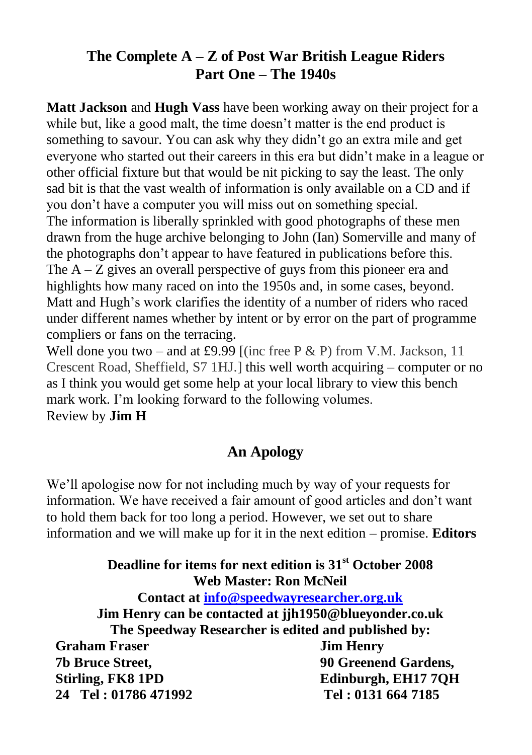## The Complete A – Z of Post War British League Riders
## Part One – The 1940s

**Matt Jackson** and **Hugh Vass** have been working away on their project for a while but, like a good malt, the time doesn't matter is the end product is something to savour. You can ask why they didn't go an extra mile and get everyone who started out their careers in this era but didn't make in a league or other official fixture but that would be nit picking to say the least. The only sad bit is that the vast wealth of information is only available on a CD and if you don't have a computer you will miss out on something special.
The information is liberally sprinkled with good photographs of these men drawn from the huge archive belonging to John (Ian) Somerville and many of the photographs don't appear to have featured in publications before this.
The A – Z gives an overall perspective of guys from this pioneer era and highlights how many raced on into the 1950s and, in some cases, beyond.
Matt and Hugh's work clarifies the identity of a number of riders who raced under different names whether by intent or by error on the part of programme compliers or fans on the terracing.
Well done you two – and at £9.99 [(inc free P & P) from V.M. Jackson, 11 Crescent Road, Sheffield, S7 1HJ.] this well worth acquiring – computer or no as I think you would get some help at your local library to view this bench mark work. I'm looking forward to the following volumes.
Review by **Jim H**

## An Apology

We'll apologise now for not including much by way of your requests for information. We have received a fair amount of good articles and don't want to hold them back for too long a period. However, we set out to share information and we will make up for it in the next edition – promise. **Editors**

**Deadline for items for next edition is 31st October 2008**
**Web Master: Ron McNeil**
**Contact at [info@speedwayresearcher.org.uk](mailto:info@speedwayresearcher.org.uk)**
**Jim Henry can be contacted at jjh1950@blueyonder.co.uk**
**The Speedway Researcher is edited and published by:**

**Graham Fraser**
**7b Bruce Street,**
**Stirling, FK8 1PD**
**Tel : 01786 471992**

**Jim Henry**
**90 Greenend Gardens,**
**Edinburgh, EH17 7QH**
**Tel : 0131 664 7185**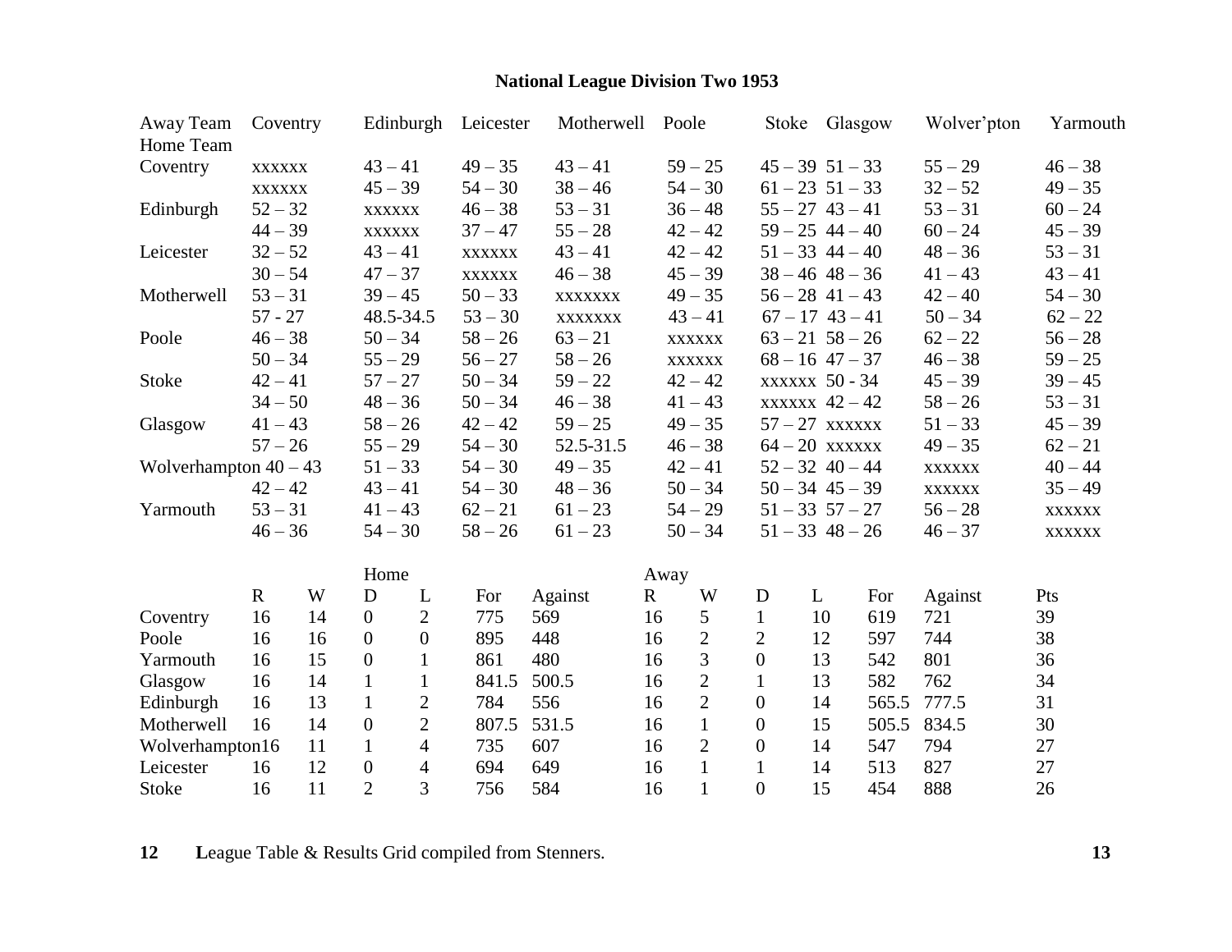## National League Division Two 1953

| Away Team / Home Team | Coventry | Edinburgh | Leicester | Motherwell | Poole | Stoke | Glasgow | Wolver'pton | Yarmouth |
|---|---|---|---|---|---|---|---|---|---|
| Coventry | xxxxxx | 43 – 41 | 49 – 35 | 43 – 41 | 59 – 25 | 45 – 39 | 51 – 33 | 55 – 29 | 46 – 38 |
| | xxxxxx | 45 – 39 | 54 – 30 | 38 – 46 | 54 – 30 | 61 – 23 | 51 – 33 | 32 – 52 | 49 – 35 |
| Edinburgh | 52 – 32 | xxxxxx | 46 – 38 | 53 – 31 | 36 – 48 | 55 – 27 | 43 – 41 | 53 – 31 | 60 – 24 |
| | 44 – 39 | xxxxxx | 37 – 47 | 55 – 28 | 42 – 42 | 59 – 25 | 44 – 40 | 60 – 24 | 45 – 39 |
| Leicester | 32 – 52 | 43 – 41 | xxxxxx | 43 – 41 | 42 – 42 | 51 – 33 | 44 – 40 | 48 – 36 | 53 – 31 |
| | 30 – 54 | 47 – 37 | xxxxxx | 46 – 38 | 45 – 39 | 38 – 46 | 48 – 36 | 41 – 43 | 43 – 41 |
| Motherwell | 53 – 31 | 39 – 45 | 50 – 33 | xxxxxxx | 49 – 35 | 56 – 28 | 41 – 43 | 42 – 40 | 54 – 30 |
| | 57 - 27 | 48.5-34.5 | 53 – 30 | xxxxxxx | 43 – 41 | 67 – 17 | 43 – 41 | 50 – 34 | 62 – 22 |
| Poole | 46 – 38 | 50 – 34 | 58 – 26 | 63 – 21 | xxxxxx | 63 – 21 | 58 – 26 | 62 – 22 | 56 – 28 |
| | 50 – 34 | 55 – 29 | 56 – 27 | 58 – 26 | xxxxxx | 68 – 16 | 47 – 37 | 46 – 38 | 59 – 25 |
| Stoke | 42 – 41 | 57 – 27 | 50 – 34 | 59 – 22 | 42 – 42 | xxxxxx | 50 - 34 | 45 – 39 | 39 – 45 |
| | 34 – 50 | 48 – 36 | 50 – 34 | 46 – 38 | 41 – 43 | xxxxxx | 42 – 42 | 58 – 26 | 53 – 31 |
| Glasgow | 41 – 43 | 58 – 26 | 42 – 42 | 59 – 25 | 49 – 35 | 57 – 27 | xxxxxx | 51 – 33 | 45 – 39 |
| | 57 – 26 | 55 – 29 | 54 – 30 | 52.5-31.5 | 46 – 38 | 64 – 20 | xxxxxx | 49 – 35 | 62 – 21 |
| Wolverhampton | 40 – 43 | 51 – 33 | 54 – 30 | 49 – 35 | 42 – 41 | 52 – 32 | 40 – 44 | xxxxxx | 40 – 44 |
| | 42 – 42 | 43 – 41 | 54 – 30 | 48 – 36 | 50 – 34 | 50 – 34 | 45 – 39 | xxxxxx | 35 – 49 |
| Yarmouth | 53 – 31 | 41 – 43 | 62 – 21 | 61 – 23 | 54 – 29 | 51 – 33 | 57 – 27 | 56 – 28 | xxxxxx |
| | 46 – 36 | 54 – 30 | 58 – 26 | 61 – 23 | 50 – 34 | 51 – 33 | 48 – 26 | 46 – 37 | xxxxxx |

| | Home | | | | | | Away | | | | | | |
|---|---|---|---|---|---|---|---|---|---|---|---|---|---|
| | R | W | D | L | For | Against | R | W | D | L | For | Against | Pts |
| Coventry | 16 | 14 | 0 | 2 | 775 | 569 | 16 | 5 | 1 | 10 | 619 | 721 | 39 |
| Poole | 16 | 16 | 0 | 0 | 895 | 448 | 16 | 2 | 2 | 12 | 597 | 744 | 38 |
| Yarmouth | 16 | 15 | 0 | 1 | 861 | 480 | 16 | 3 | 0 | 13 | 542 | 801 | 36 |
| Glasgow | 16 | 14 | 1 | 1 | 841.5 | 500.5 | 16 | 2 | 1 | 13 | 582 | 762 | 34 |
| Edinburgh | 16 | 13 | 1 | 2 | 784 | 556 | 16 | 2 | 0 | 14 | 565.5 | 777.5 | 31 |
| Motherwell | 16 | 14 | 0 | 2 | 807.5 | 531.5 | 16 | 1 | 0 | 15 | 505.5 | 834.5 | 30 |
| Wolverhampton | 16 | 11 | 1 | 4 | 735 | 607 | 16 | 2 | 0 | 14 | 547 | 794 | 27 |
| Leicester | 16 | 12 | 0 | 4 | 694 | 649 | 16 | 1 | 1 | 14 | 513 | 827 | 27 |
| Stoke | 16 | 11 | 2 | 3 | 756 | 584 | 16 | 1 | 0 | 15 | 454 | 888 | 26 |

League Table & Results Grid compiled from Stenners.